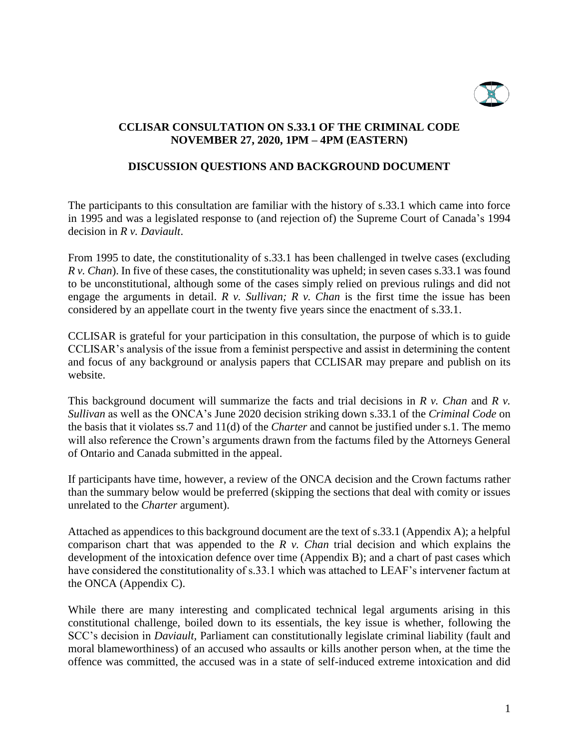**CCLISAR CONSULTATION ON S.33.1 OF THE CRIMINAL CODE**
**NOVEMBER 27, 2020, 1PM – 4PM (EASTERN)**

**DISCUSSION QUESTIONS AND BACKGROUND DOCUMENT**

The participants to this consultation are familiar with the history of s.33.1 which came into force in 1995 and was a legislated response to (and rejection of) the Supreme Court of Canada's 1994 decision in *R v. Daviault*.

From 1995 to date, the constitutionality of s.33.1 has been challenged in twelve cases (excluding *R v. Chan*). In five of these cases, the constitutionality was upheld; in seven cases s.33.1 was found to be unconstitutional, although some of the cases simply relied on previous rulings and did not engage the arguments in detail. *R v. Sullivan; R v. Chan* is the first time the issue has been considered by an appellate court in the twenty five years since the enactment of s.33.1.

CCLISAR is grateful for your participation in this consultation, the purpose of which is to guide CCLISAR's analysis of the issue from a feminist perspective and assist in determining the content and focus of any background or analysis papers that CCLISAR may prepare and publish on its website.

This background document will summarize the facts and trial decisions in *R v. Chan* and *R v. Sullivan* as well as the ONCA's June 2020 decision striking down s.33.1 of the *Criminal Code* on the basis that it violates ss.7 and 11(d) of the *Charter* and cannot be justified under s.1. The memo will also reference the Crown's arguments drawn from the factums filed by the Attorneys General of Ontario and Canada submitted in the appeal.

If participants have time, however, a review of the ONCA decision and the Crown factums rather than the summary below would be preferred (skipping the sections that deal with comity or issues unrelated to the *Charter* argument).

Attached as appendices to this background document are the text of s.33.1 (Appendix A); a helpful comparison chart that was appended to the *R v. Chan* trial decision and which explains the development of the intoxication defence over time (Appendix B); and a chart of past cases which have considered the constitutionality of s.33.1 which was attached to LEAF's intervener factum at the ONCA (Appendix C).

While there are many interesting and complicated technical legal arguments arising in this constitutional challenge, boiled down to its essentials, the key issue is whether, following the SCC's decision in *Daviault*, Parliament can constitutionally legislate criminal liability (fault and moral blameworthiness) of an accused who assaults or kills another person when, at the time the offence was committed, the accused was in a state of self-induced extreme intoxication and did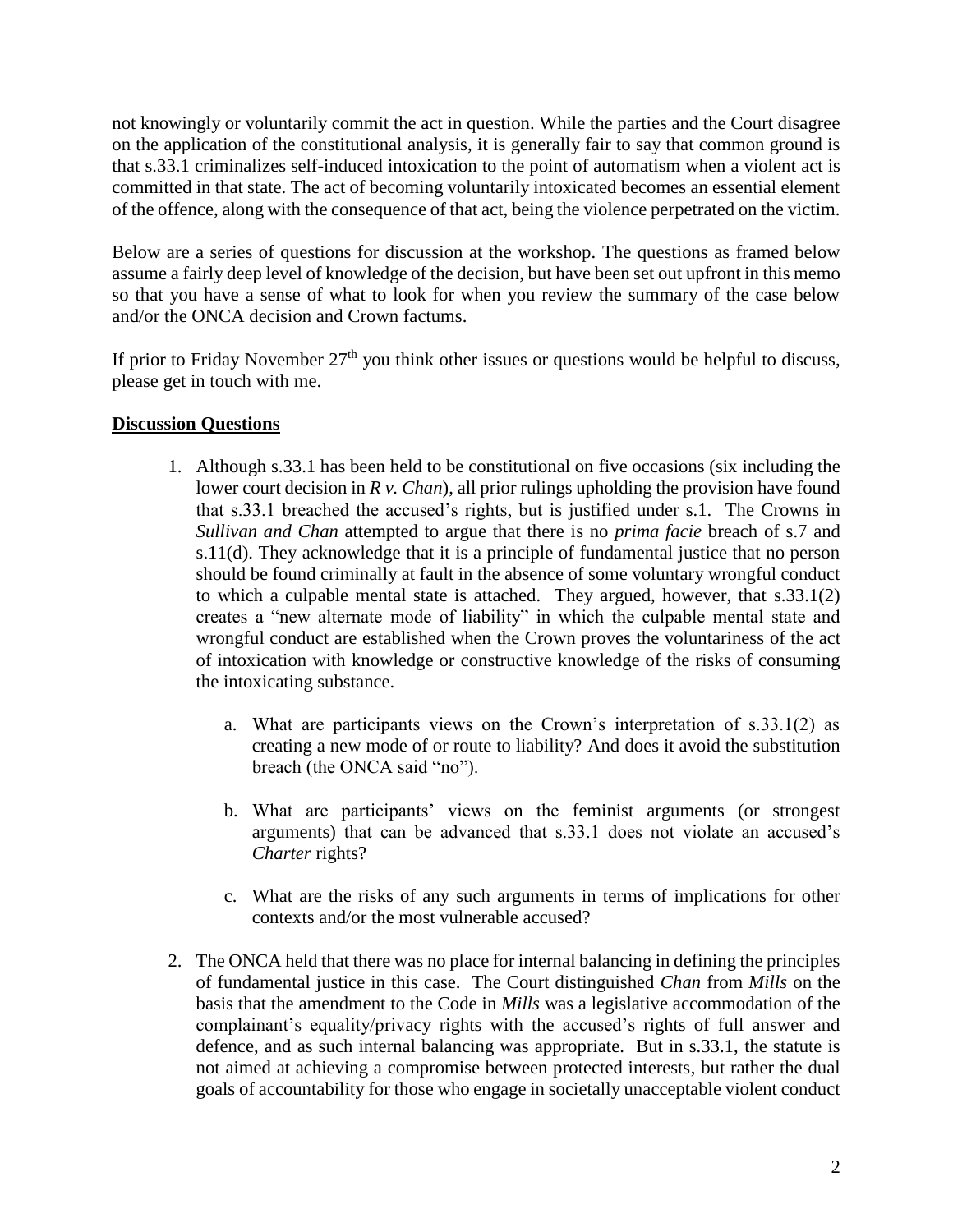not knowingly or voluntarily commit the act in question. While the parties and the Court disagree on the application of the constitutional analysis, it is generally fair to say that common ground is that s.33.1 criminalizes self-induced intoxication to the point of automatism when a violent act is committed in that state. The act of becoming voluntarily intoxicated becomes an essential element of the offence, along with the consequence of that act, being the violence perpetrated on the victim.

Below are a series of questions for discussion at the workshop. The questions as framed below assume a fairly deep level of knowledge of the decision, but have been set out upfront in this memo so that you have a sense of what to look for when you review the summary of the case below and/or the ONCA decision and Crown factums.

If prior to Friday November 27th you think other issues or questions would be helpful to discuss, please get in touch with me.

**Discussion Questions**

1. Although s.33.1 has been held to be constitutional on five occasions (six including the lower court decision in *R v. Chan*), all prior rulings upholding the provision have found that s.33.1 breached the accused's rights, but is justified under s.1. The Crowns in *Sullivan and Chan* attempted to argue that there is no *prima facie* breach of s.7 and s.11(d). They acknowledge that it is a principle of fundamental justice that no person should be found criminally at fault in the absence of some voluntary wrongful conduct to which a culpable mental state is attached. They argued, however, that s.33.1(2) creates a "new alternate mode of liability" in which the culpable mental state and wrongful conduct are established when the Crown proves the voluntariness of the act of intoxication with knowledge or constructive knowledge of the risks of consuming the intoxicating substance.

   a. What are participants views on the Crown's interpretation of s.33.1(2) as creating a new mode of or route to liability? And does it avoid the substitution breach (the ONCA said "no").

   b. What are participants' views on the feminist arguments (or strongest arguments) that can be advanced that s.33.1 does not violate an accused's *Charter* rights?

   c. What are the risks of any such arguments in terms of implications for other contexts and/or the most vulnerable accused?

2. The ONCA held that there was no place for internal balancing in defining the principles of fundamental justice in this case. The Court distinguished *Chan* from *Mills* on the basis that the amendment to the Code in *Mills* was a legislative accommodation of the complainant's equality/privacy rights with the accused's rights of full answer and defence, and as such internal balancing was appropriate. But in s.33.1, the statute is not aimed at achieving a compromise between protected interests, but rather the dual goals of accountability for those who engage in societally unacceptable violent conduct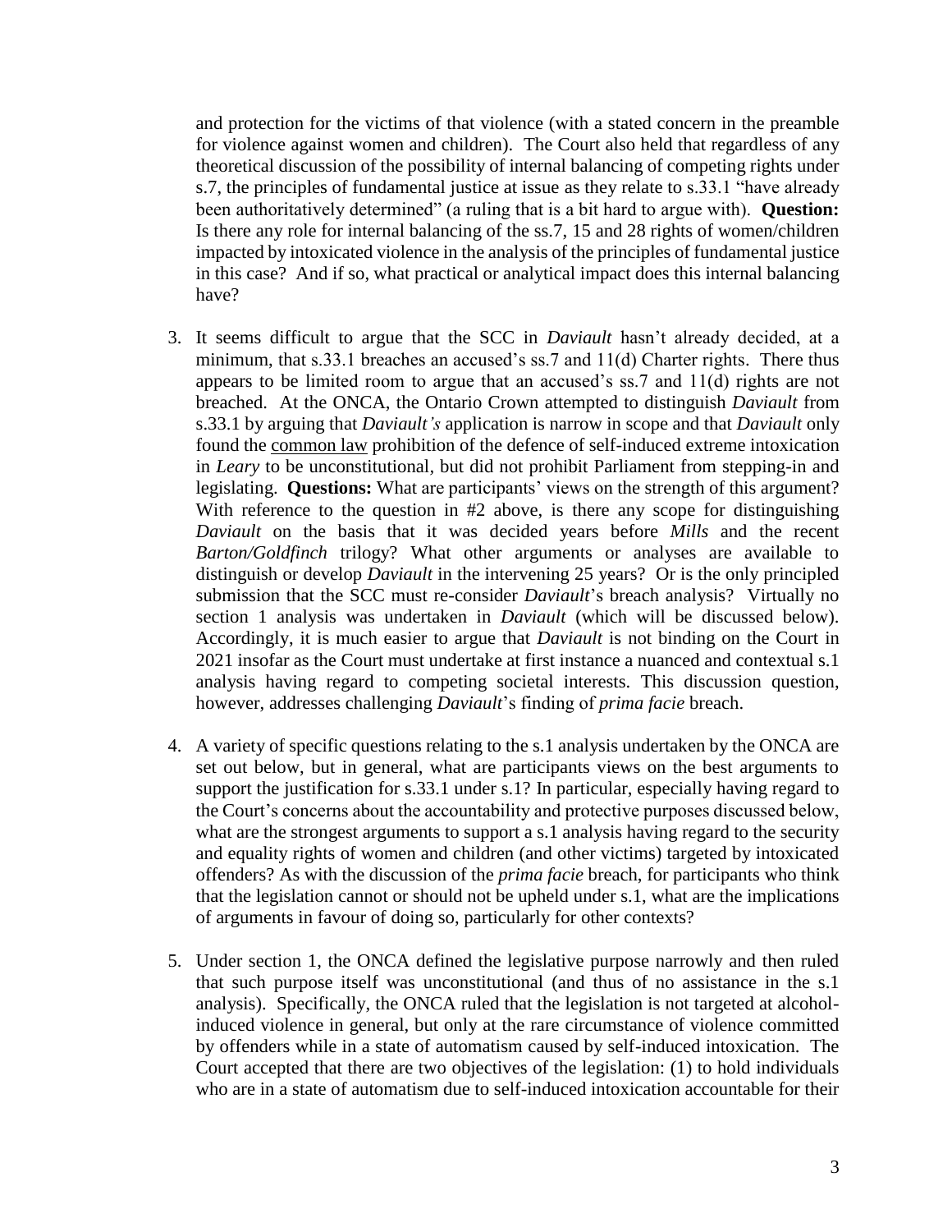and protection for the victims of that violence (with a stated concern in the preamble for violence against women and children). The Court also held that regardless of any theoretical discussion of the possibility of internal balancing of competing rights under s.7, the principles of fundamental justice at issue as they relate to s.33.1 "have already been authoritatively determined" (a ruling that is a bit hard to argue with). **Question:** Is there any role for internal balancing of the ss.7, 15 and 28 rights of women/children impacted by intoxicated violence in the analysis of the principles of fundamental justice in this case? And if so, what practical or analytical impact does this internal balancing have?

3. It seems difficult to argue that the SCC in *Daviault* hasn't already decided, at a minimum, that s.33.1 breaches an accused's ss.7 and 11(d) Charter rights. There thus appears to be limited room to argue that an accused's ss.7 and 11(d) rights are not breached. At the ONCA, the Ontario Crown attempted to distinguish *Daviault* from s.33.1 by arguing that *Daviault's* application is narrow in scope and that *Daviault* only found the common law prohibition of the defence of self-induced extreme intoxication in *Leary* to be unconstitutional, but did not prohibit Parliament from stepping-in and legislating. **Questions:** What are participants' views on the strength of this argument? With reference to the question in #2 above, is there any scope for distinguishing *Daviault* on the basis that it was decided years before *Mills* and the recent *Barton/Goldfinch* trilogy? What other arguments or analyses are available to distinguish or develop *Daviault* in the intervening 25 years? Or is the only principled submission that the SCC must re-consider *Daviault*'s breach analysis? Virtually no section 1 analysis was undertaken in *Daviault* (which will be discussed below). Accordingly, it is much easier to argue that *Daviault* is not binding on the Court in 2021 insofar as the Court must undertake at first instance a nuanced and contextual s.1 analysis having regard to competing societal interests. This discussion question, however, addresses challenging *Daviault*'s finding of *prima facie* breach.

4. A variety of specific questions relating to the s.1 analysis undertaken by the ONCA are set out below, but in general, what are participants views on the best arguments to support the justification for s.33.1 under s.1? In particular, especially having regard to the Court's concerns about the accountability and protective purposes discussed below, what are the strongest arguments to support a s.1 analysis having regard to the security and equality rights of women and children (and other victims) targeted by intoxicated offenders? As with the discussion of the *prima facie* breach, for participants who think that the legislation cannot or should not be upheld under s.1, what are the implications of arguments in favour of doing so, particularly for other contexts?

5. Under section 1, the ONCA defined the legislative purpose narrowly and then ruled that such purpose itself was unconstitutional (and thus of no assistance in the s.1 analysis). Specifically, the ONCA ruled that the legislation is not targeted at alcohol-induced violence in general, but only at the rare circumstance of violence committed by offenders while in a state of automatism caused by self-induced intoxication. The Court accepted that there are two objectives of the legislation: (1) to hold individuals who are in a state of automatism due to self-induced intoxication accountable for their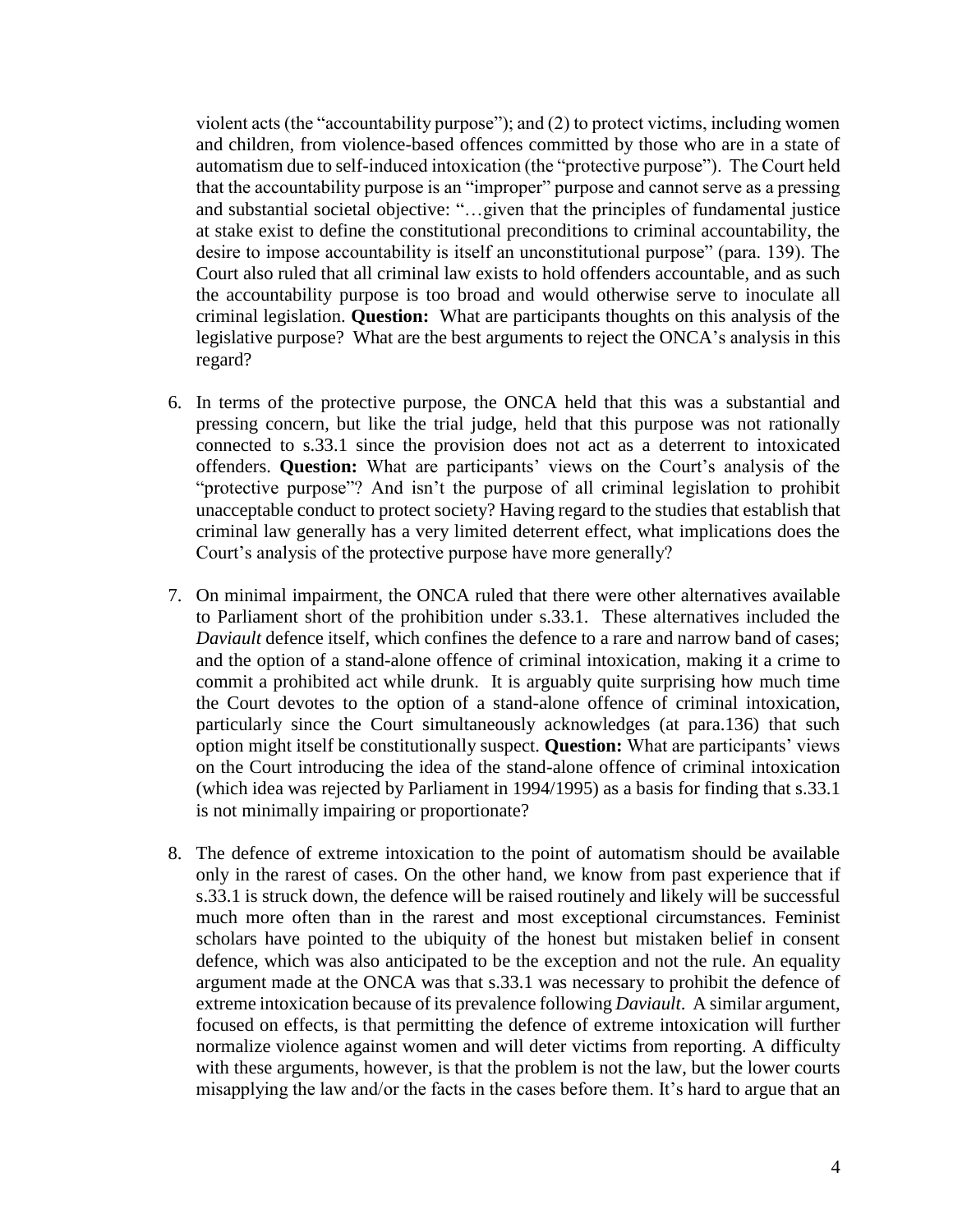violent acts (the "accountability purpose"); and (2) to protect victims, including women and children, from violence-based offences committed by those who are in a state of automatism due to self-induced intoxication (the "protective purpose"). The Court held that the accountability purpose is an "improper" purpose and cannot serve as a pressing and substantial societal objective: "…given that the principles of fundamental justice at stake exist to define the constitutional preconditions to criminal accountability, the desire to impose accountability is itself an unconstitutional purpose" (para. 139). The Court also ruled that all criminal law exists to hold offenders accountable, and as such the accountability purpose is too broad and would otherwise serve to inoculate all criminal legislation. **Question:** What are participants thoughts on this analysis of the legislative purpose? What are the best arguments to reject the ONCA's analysis in this regard?

6. In terms of the protective purpose, the ONCA held that this was a substantial and pressing concern, but like the trial judge, held that this purpose was not rationally connected to s.33.1 since the provision does not act as a deterrent to intoxicated offenders. **Question:** What are participants' views on the Court's analysis of the "protective purpose"? And isn't the purpose of all criminal legislation to prohibit unacceptable conduct to protect society? Having regard to the studies that establish that criminal law generally has a very limited deterrent effect, what implications does the Court's analysis of the protective purpose have more generally?

7. On minimal impairment, the ONCA ruled that there were other alternatives available to Parliament short of the prohibition under s.33.1. These alternatives included the *Daviault* defence itself, which confines the defence to a rare and narrow band of cases; and the option of a stand-alone offence of criminal intoxication, making it a crime to commit a prohibited act while drunk. It is arguably quite surprising how much time the Court devotes to the option of a stand-alone offence of criminal intoxication, particularly since the Court simultaneously acknowledges (at para.136) that such option might itself be constitutionally suspect. **Question:** What are participants' views on the Court introducing the idea of the stand-alone offence of criminal intoxication (which idea was rejected by Parliament in 1994/1995) as a basis for finding that s.33.1 is not minimally impairing or proportionate?

8. The defence of extreme intoxication to the point of automatism should be available only in the rarest of cases. On the other hand, we know from past experience that if s.33.1 is struck down, the defence will be raised routinely and likely will be successful much more often than in the rarest and most exceptional circumstances. Feminist scholars have pointed to the ubiquity of the honest but mistaken belief in consent defence, which was also anticipated to be the exception and not the rule. An equality argument made at the ONCA was that s.33.1 was necessary to prohibit the defence of extreme intoxication because of its prevalence following *Daviault*. A similar argument, focused on effects, is that permitting the defence of extreme intoxication will further normalize violence against women and will deter victims from reporting. A difficulty with these arguments, however, is that the problem is not the law, but the lower courts misapplying the law and/or the facts in the cases before them. It's hard to argue that an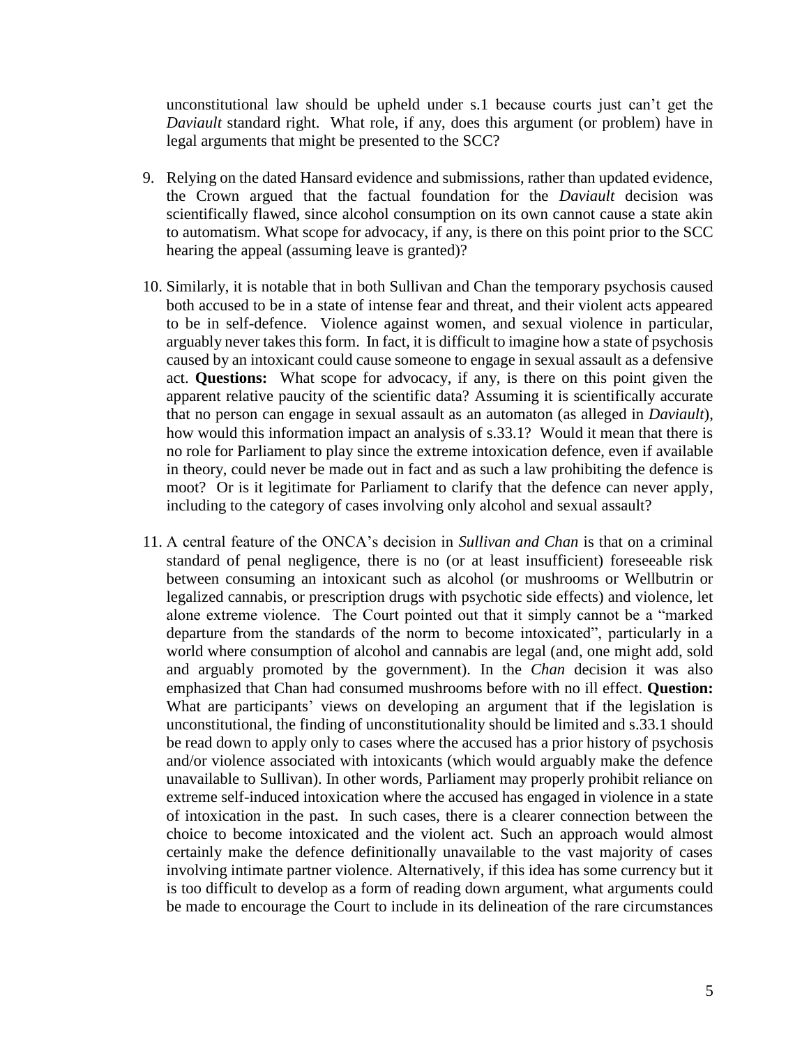unconstitutional law should be upheld under s.1 because courts just can't get the *Daviault* standard right. What role, if any, does this argument (or problem) have in legal arguments that might be presented to the SCC?

9. Relying on the dated Hansard evidence and submissions, rather than updated evidence, the Crown argued that the factual foundation for the *Daviault* decision was scientifically flawed, since alcohol consumption on its own cannot cause a state akin to automatism. What scope for advocacy, if any, is there on this point prior to the SCC hearing the appeal (assuming leave is granted)?

10. Similarly, it is notable that in both Sullivan and Chan the temporary psychosis caused both accused to be in a state of intense fear and threat, and their violent acts appeared to be in self-defence. Violence against women, and sexual violence in particular, arguably never takes this form. In fact, it is difficult to imagine how a state of psychosis caused by an intoxicant could cause someone to engage in sexual assault as a defensive act. **Questions:** What scope for advocacy, if any, is there on this point given the apparent relative paucity of the scientific data? Assuming it is scientifically accurate that no person can engage in sexual assault as an automaton (as alleged in *Daviault*), how would this information impact an analysis of s.33.1? Would it mean that there is no role for Parliament to play since the extreme intoxication defence, even if available in theory, could never be made out in fact and as such a law prohibiting the defence is moot? Or is it legitimate for Parliament to clarify that the defence can never apply, including to the category of cases involving only alcohol and sexual assault?

11. A central feature of the ONCA's decision in *Sullivan and Chan* is that on a criminal standard of penal negligence, there is no (or at least insufficient) foreseeable risk between consuming an intoxicant such as alcohol (or mushrooms or Wellbutrin or legalized cannabis, or prescription drugs with psychotic side effects) and violence, let alone extreme violence. The Court pointed out that it simply cannot be a "marked departure from the standards of the norm to become intoxicated", particularly in a world where consumption of alcohol and cannabis are legal (and, one might add, sold and arguably promoted by the government). In the *Chan* decision it was also emphasized that Chan had consumed mushrooms before with no ill effect. **Question:** What are participants' views on developing an argument that if the legislation is unconstitutional, the finding of unconstitutionality should be limited and s.33.1 should be read down to apply only to cases where the accused has a prior history of psychosis and/or violence associated with intoxicants (which would arguably make the defence unavailable to Sullivan). In other words, Parliament may properly prohibit reliance on extreme self-induced intoxication where the accused has engaged in violence in a state of intoxication in the past. In such cases, there is a clearer connection between the choice to become intoxicated and the violent act. Such an approach would almost certainly make the defence definitionally unavailable to the vast majority of cases involving intimate partner violence. Alternatively, if this idea has some currency but it is too difficult to develop as a form of reading down argument, what arguments could be made to encourage the Court to include in its delineation of the rare circumstances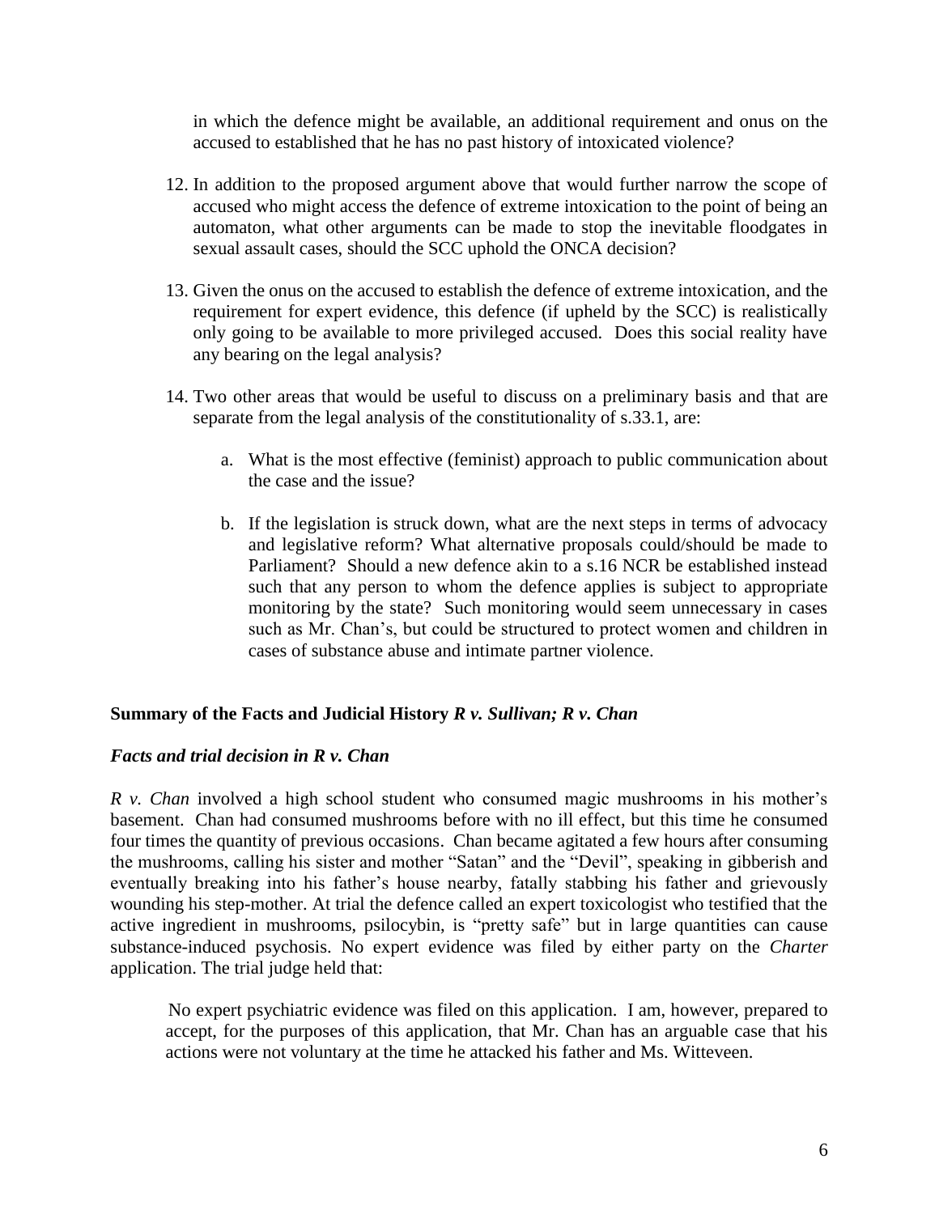in which the defence might be available, an additional requirement and onus on the accused to established that he has no past history of intoxicated violence?

12. In addition to the proposed argument above that would further narrow the scope of accused who might access the defence of extreme intoxication to the point of being an automaton, what other arguments can be made to stop the inevitable floodgates in sexual assault cases, should the SCC uphold the ONCA decision?

13. Given the onus on the accused to establish the defence of extreme intoxication, and the requirement for expert evidence, this defence (if upheld by the SCC) is realistically only going to be available to more privileged accused. Does this social reality have any bearing on the legal analysis?

14. Two other areas that would be useful to discuss on a preliminary basis and that are separate from the legal analysis of the constitutionality of s.33.1, are:

    a. What is the most effective (feminist) approach to public communication about the case and the issue?

    b. If the legislation is struck down, what are the next steps in terms of advocacy and legislative reform? What alternative proposals could/should be made to Parliament? Should a new defence akin to a s.16 NCR be established instead such that any person to whom the defence applies is subject to appropriate monitoring by the state? Such monitoring would seem unnecessary in cases such as Mr. Chan's, but could be structured to protect women and children in cases of substance abuse and intimate partner violence.

## Summary of the Facts and Judicial History *R v. Sullivan; R v. Chan*

### *Facts and trial decision in R v. Chan*

*R v. Chan* involved a high school student who consumed magic mushrooms in his mother's basement. Chan had consumed mushrooms before with no ill effect, but this time he consumed four times the quantity of previous occasions. Chan became agitated a few hours after consuming the mushrooms, calling his sister and mother "Satan" and the "Devil", speaking in gibberish and eventually breaking into his father's house nearby, fatally stabbing his father and grievously wounding his step-mother. At trial the defence called an expert toxicologist who testified that the active ingredient in mushrooms, psilocybin, is "pretty safe" but in large quantities can cause substance-induced psychosis. No expert evidence was filed by either party on the *Charter* application. The trial judge held that:

> No expert psychiatric evidence was filed on this application. I am, however, prepared to accept, for the purposes of this application, that Mr. Chan has an arguable case that his actions were not voluntary at the time he attacked his father and Ms. Witteveen.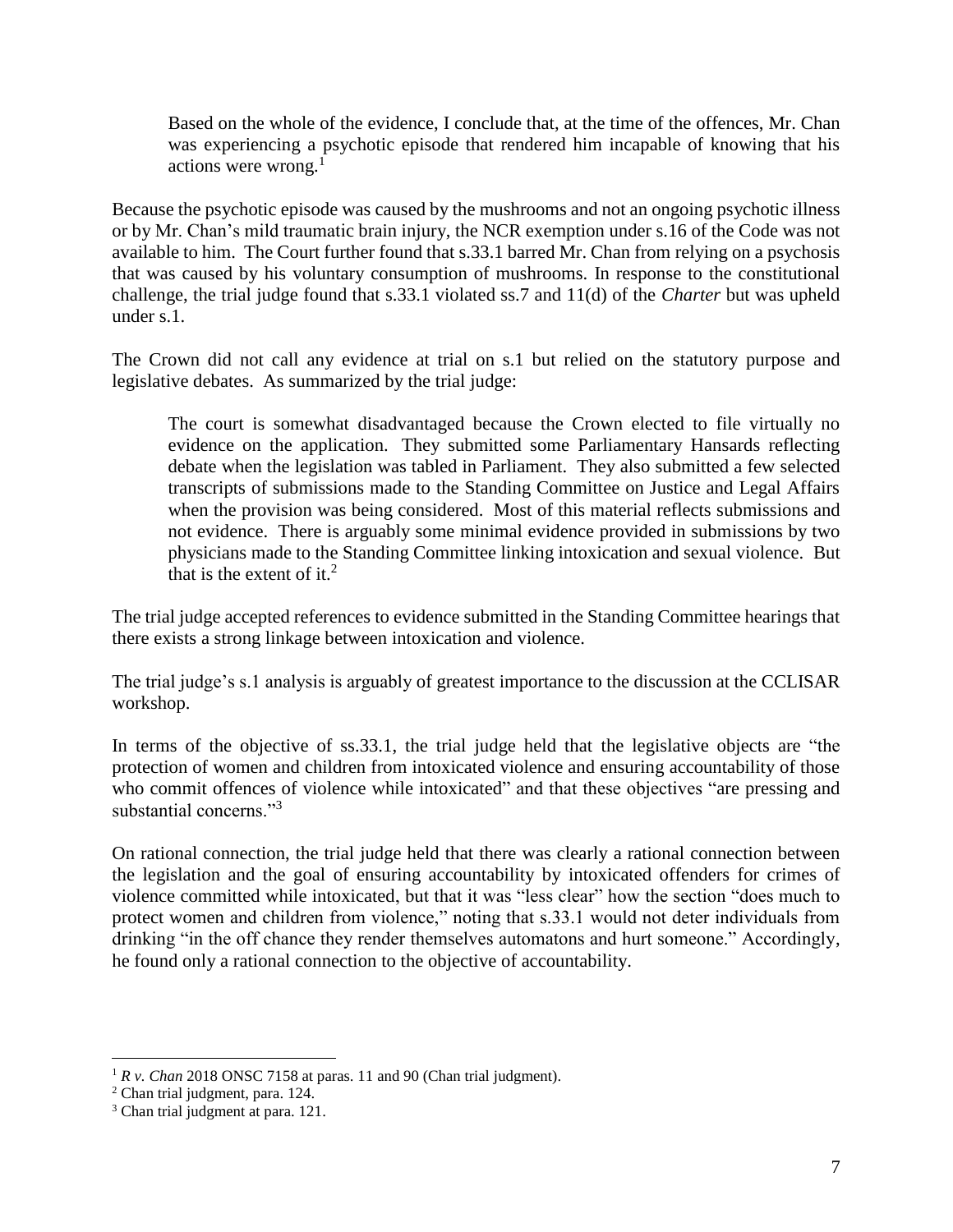> Based on the whole of the evidence, I conclude that, at the time of the offences, Mr. Chan was experiencing a psychotic episode that rendered him incapable of knowing that his actions were wrong.[1]

Because the psychotic episode was caused by the mushrooms and not an ongoing psychotic illness or by Mr. Chan's mild traumatic brain injury, the NCR exemption under s.16 of the Code was not available to him. The Court further found that s.33.1 barred Mr. Chan from relying on a psychosis that was caused by his voluntary consumption of mushrooms. In response to the constitutional challenge, the trial judge found that s.33.1 violated ss.7 and 11(d) of the *Charter* but was upheld under s.1.

The Crown did not call any evidence at trial on s.1 but relied on the statutory purpose and legislative debates. As summarized by the trial judge:

> The court is somewhat disadvantaged because the Crown elected to file virtually no evidence on the application. They submitted some Parliamentary Hansards reflecting debate when the legislation was tabled in Parliament. They also submitted a few selected transcripts of submissions made to the Standing Committee on Justice and Legal Affairs when the provision was being considered. Most of this material reflects submissions and not evidence. There is arguably some minimal evidence provided in submissions by two physicians made to the Standing Committee linking intoxication and sexual violence. But that is the extent of it.[2]

The trial judge accepted references to evidence submitted in the Standing Committee hearings that there exists a strong linkage between intoxication and violence.

The trial judge's s.1 analysis is arguably of greatest importance to the discussion at the CCLISAR workshop.

In terms of the objective of ss.33.1, the trial judge held that the legislative objects are "the protection of women and children from intoxicated violence and ensuring accountability of those who commit offences of violence while intoxicated" and that these objectives "are pressing and substantial concerns."[3]

On rational connection, the trial judge held that there was clearly a rational connection between the legislation and the goal of ensuring accountability by intoxicated offenders for crimes of violence committed while intoxicated, but that it was "less clear" how the section "does much to protect women and children from violence," noting that s.33.1 would not deter individuals from drinking "in the off chance they render themselves automatons and hurt someone." Accordingly, he found only a rational connection to the objective of accountability.

---

[1] *R v. Chan* 2018 ONSC 7158 at paras. 11 and 90 (Chan trial judgment).

[2] Chan trial judgment, para. 124.

[3] Chan trial judgment at para. 121.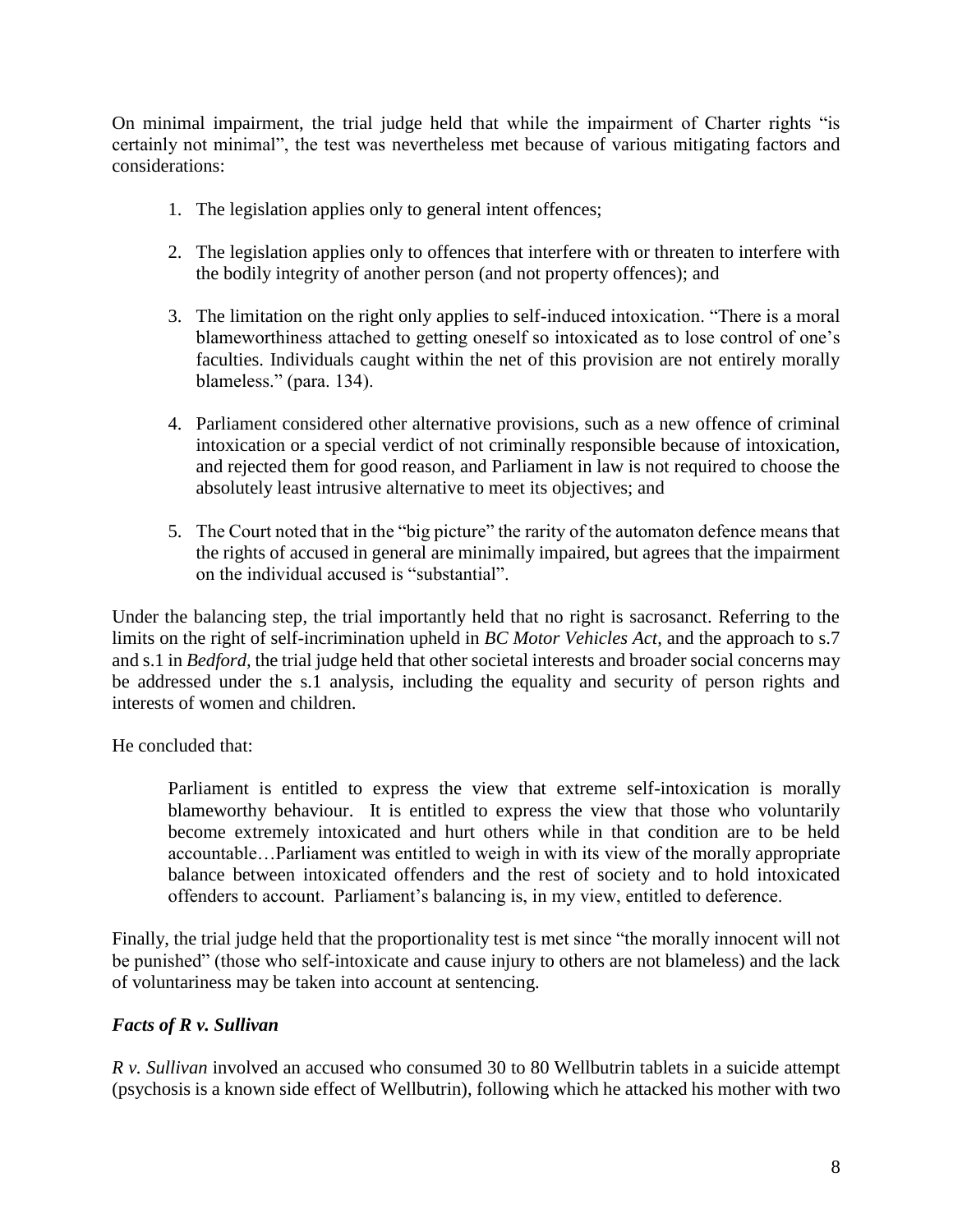On minimal impairment, the trial judge held that while the impairment of Charter rights "is certainly not minimal", the test was nevertheless met because of various mitigating factors and considerations:

1. The legislation applies only to general intent offences;

2. The legislation applies only to offences that interfere with or threaten to interfere with the bodily integrity of another person (and not property offences); and

3. The limitation on the right only applies to self-induced intoxication. "There is a moral blameworthiness attached to getting oneself so intoxicated as to lose control of one's faculties. Individuals caught within the net of this provision are not entirely morally blameless." (para. 134).

4. Parliament considered other alternative provisions, such as a new offence of criminal intoxication or a special verdict of not criminally responsible because of intoxication, and rejected them for good reason, and Parliament in law is not required to choose the absolutely least intrusive alternative to meet its objectives; and

5. The Court noted that in the "big picture" the rarity of the automaton defence means that the rights of accused in general are minimally impaired, but agrees that the impairment on the individual accused is "substantial".

Under the balancing step, the trial importantly held that no right is sacrosanct. Referring to the limits on the right of self-incrimination upheld in *BC Motor Vehicles Act*, and the approach to s.7 and s.1 in *Bedford*, the trial judge held that other societal interests and broader social concerns may be addressed under the s.1 analysis, including the equality and security of person rights and interests of women and children.

He concluded that:

> Parliament is entitled to express the view that extreme self-intoxication is morally blameworthy behaviour. It is entitled to express the view that those who voluntarily become extremely intoxicated and hurt others while in that condition are to be held accountable…Parliament was entitled to weigh in with its view of the morally appropriate balance between intoxicated offenders and the rest of society and to hold intoxicated offenders to account. Parliament's balancing is, in my view, entitled to deference.

Finally, the trial judge held that the proportionality test is met since "the morally innocent will not be punished" (those who self-intoxicate and cause injury to others are not blameless) and the lack of voluntariness may be taken into account at sentencing.

### *Facts of R v. Sullivan*

*R v. Sullivan* involved an accused who consumed 30 to 80 Wellbutrin tablets in a suicide attempt (psychosis is a known side effect of Wellbutrin), following which he attacked his mother with two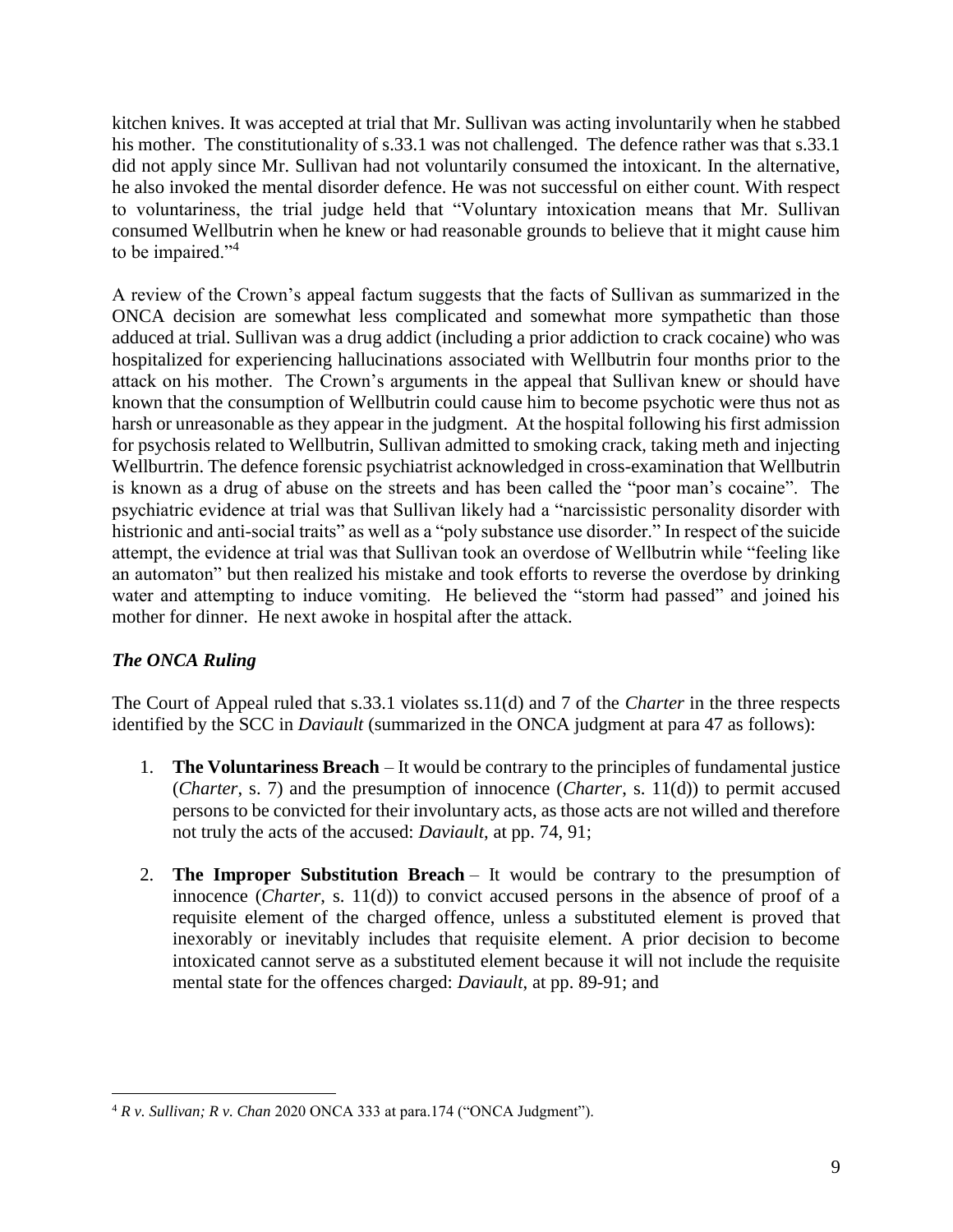kitchen knives. It was accepted at trial that Mr. Sullivan was acting involuntarily when he stabbed his mother. The constitutionality of s.33.1 was not challenged. The defence rather was that s.33.1 did not apply since Mr. Sullivan had not voluntarily consumed the intoxicant. In the alternative, he also invoked the mental disorder defence. He was not successful on either count. With respect to voluntariness, the trial judge held that "Voluntary intoxication means that Mr. Sullivan consumed Wellbutrin when he knew or had reasonable grounds to believe that it might cause him to be impaired."[4]

A review of the Crown's appeal factum suggests that the facts of Sullivan as summarized in the ONCA decision are somewhat less complicated and somewhat more sympathetic than those adduced at trial. Sullivan was a drug addict (including a prior addiction to crack cocaine) who was hospitalized for experiencing hallucinations associated with Wellbutrin four months prior to the attack on his mother. The Crown's arguments in the appeal that Sullivan knew or should have known that the consumption of Wellbutrin could cause him to become psychotic were thus not as harsh or unreasonable as they appear in the judgment. At the hospital following his first admission for psychosis related to Wellbutrin, Sullivan admitted to smoking crack, taking meth and injecting Wellburtrin. The defence forensic psychiatrist acknowledged in cross-examination that Wellbutrin is known as a drug of abuse on the streets and has been called the "poor man's cocaine". The psychiatric evidence at trial was that Sullivan likely had a "narcissistic personality disorder with histrionic and anti-social traits" as well as a "poly substance use disorder." In respect of the suicide attempt, the evidence at trial was that Sullivan took an overdose of Wellbutrin while "feeling like an automaton" but then realized his mistake and took efforts to reverse the overdose by drinking water and attempting to induce vomiting. He believed the "storm had passed" and joined his mother for dinner. He next awoke in hospital after the attack.

### *The ONCA Ruling*

The Court of Appeal ruled that s.33.1 violates ss.11(d) and 7 of the *Charter* in the three respects identified by the SCC in *Daviault* (summarized in the ONCA judgment at para 47 as follows):

1. **The Voluntariness Breach** – It would be contrary to the principles of fundamental justice (*Charter*, s. 7) and the presumption of innocence (*Charter*, s. 11(d)) to permit accused persons to be convicted for their involuntary acts, as those acts are not willed and therefore not truly the acts of the accused: *Daviault*, at pp. 74, 91;
2. **The Improper Substitution Breach** – It would be contrary to the presumption of innocence (*Charter*, s. 11(d)) to convict accused persons in the absence of proof of a requisite element of the charged offence, unless a substituted element is proved that inexorably or inevitably includes that requisite element. A prior decision to become intoxicated cannot serve as a substituted element because it will not include the requisite mental state for the offences charged: *Daviault*, at pp. 89-91; and

[4] *R v. Sullivan; R v. Chan* 2020 ONCA 333 at para.174 ("ONCA Judgment").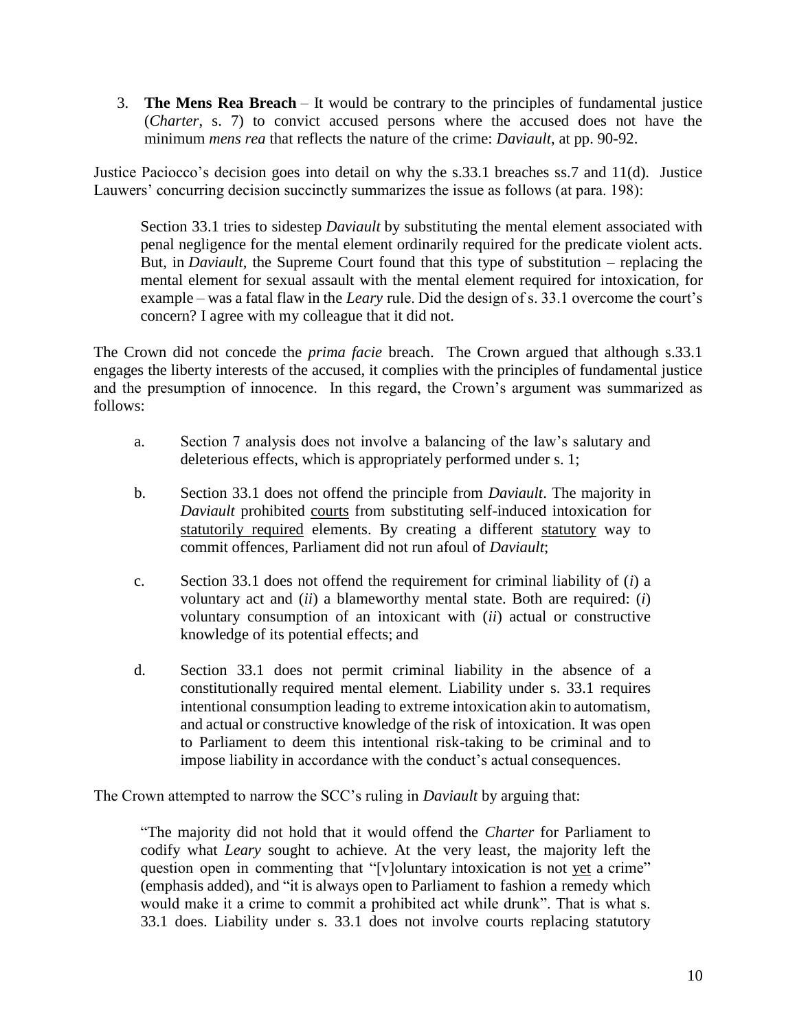3. **The Mens Rea Breach** – It would be contrary to the principles of fundamental justice (*Charter*, s. 7) to convict accused persons where the accused does not have the minimum *mens rea* that reflects the nature of the crime: *Daviault*, at pp. 90-92.

Justice Paciocco's decision goes into detail on why the s.33.1 breaches ss.7 and 11(d). Justice Lauwers' concurring decision succinctly summarizes the issue as follows (at para. 198):

> Section 33.1 tries to sidestep *Daviault* by substituting the mental element associated with penal negligence for the mental element ordinarily required for the predicate violent acts. But, in *Daviault*, the Supreme Court found that this type of substitution – replacing the mental element for sexual assault with the mental element required for intoxication, for example – was a fatal flaw in the *Leary* rule. Did the design of s. 33.1 overcome the court's concern? I agree with my colleague that it did not.

The Crown did not concede the *prima facie* breach. The Crown argued that although s.33.1 engages the liberty interests of the accused, it complies with the principles of fundamental justice and the presumption of innocence. In this regard, the Crown's argument was summarized as follows:

> a. Section 7 analysis does not involve a balancing of the law's salutary and deleterious effects, which is appropriately performed under s. 1;
>
> b. Section 33.1 does not offend the principle from *Daviault*. The majority in *Daviault* prohibited <u>courts</u> from substituting self-induced intoxication for <u>statutorily required</u> elements. By creating a different <u>statutory</u> way to commit offences, Parliament did not run afoul of *Daviault*;
>
> c. Section 33.1 does not offend the requirement for criminal liability of (*i*) a voluntary act and (*ii*) a blameworthy mental state. Both are required: (*i*) voluntary consumption of an intoxicant with (*ii*) actual or constructive knowledge of its potential effects; and
>
> d. Section 33.1 does not permit criminal liability in the absence of a constitutionally required mental element. Liability under s. 33.1 requires intentional consumption leading to extreme intoxication akin to automatism, and actual or constructive knowledge of the risk of intoxication. It was open to Parliament to deem this intentional risk-taking to be criminal and to impose liability in accordance with the conduct's actual consequences.

The Crown attempted to narrow the SCC's ruling in *Daviault* by arguing that:

> "The majority did not hold that it would offend the *Charter* for Parliament to codify what *Leary* sought to achieve. At the very least, the majority left the question open in commenting that "[v]oluntary intoxication is not <u>yet</u> a crime" (emphasis added), and "it is always open to Parliament to fashion a remedy which would make it a crime to commit a prohibited act while drunk". That is what s. 33.1 does. Liability under s. 33.1 does not involve courts replacing statutory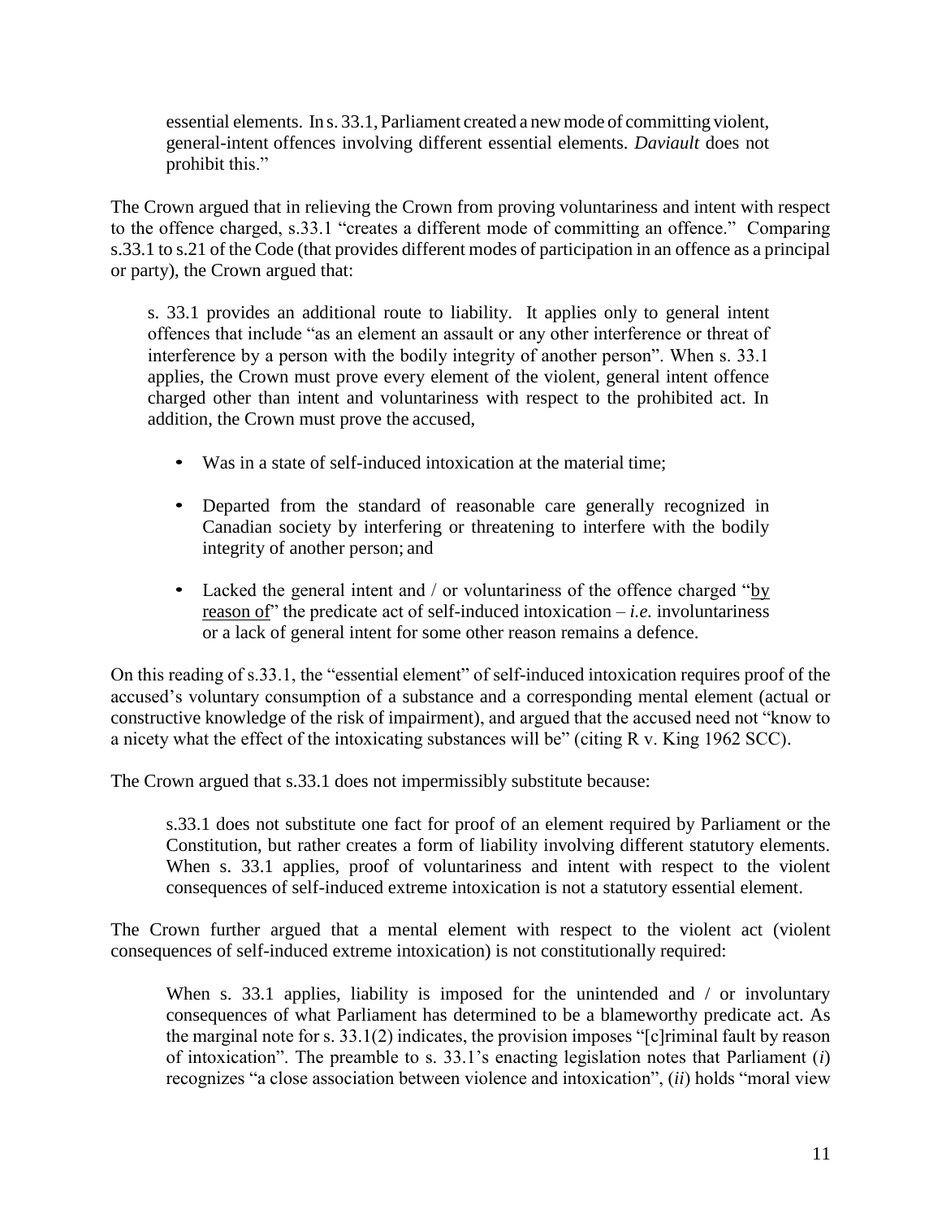> essential elements. In s. 33.1, Parliament created a new mode of committing violent, general-intent offences involving different essential elements. *Daviault* does not prohibit this."

The Crown argued that in relieving the Crown from proving voluntariness and intent with respect to the offence charged, s.33.1 "creates a different mode of committing an offence." Comparing s.33.1 to s.21 of the Code (that provides different modes of participation in an offence as a principal or party), the Crown argued that:

> s. 33.1 provides an additional route to liability. It applies only to general intent offences that include "as an element an assault or any other interference or threat of interference by a person with the bodily integrity of another person". When s. 33.1 applies, the Crown must prove every element of the violent, general intent offence charged other than intent and voluntariness with respect to the prohibited act. In addition, the Crown must prove the accused,
>
> - Was in a state of self-induced intoxication at the material time;
> - Departed from the standard of reasonable care generally recognized in Canadian society by interfering or threatening to interfere with the bodily integrity of another person; and
> - Lacked the general intent and / or voluntariness of the offence charged "<u>by reason of</u>" the predicate act of self-induced intoxication – *i.e.* involuntariness or a lack of general intent for some other reason remains a defence.

On this reading of s.33.1, the "essential element" of self-induced intoxication requires proof of the accused's voluntary consumption of a substance and a corresponding mental element (actual or constructive knowledge of the risk of impairment), and argued that the accused need not "know to a nicety what the effect of the intoxicating substances will be" (citing R v. King 1962 SCC).

The Crown argued that s.33.1 does not impermissibly substitute because:

> s.33.1 does not substitute one fact for proof of an element required by Parliament or the Constitution, but rather creates a form of liability involving different statutory elements. When s. 33.1 applies, proof of voluntariness and intent with respect to the violent consequences of self-induced extreme intoxication is not a statutory essential element.

The Crown further argued that a mental element with respect to the violent act (violent consequences of self-induced extreme intoxication) is not constitutionally required:

> When s. 33.1 applies, liability is imposed for the unintended and / or involuntary consequences of what Parliament has determined to be a blameworthy predicate act. As the marginal note for s. 33.1(2) indicates, the provision imposes "[c]riminal fault by reason of intoxication". The preamble to s. 33.1's enacting legislation notes that Parliament (*i*) recognizes "a close association between violence and intoxication", (*ii*) holds "moral view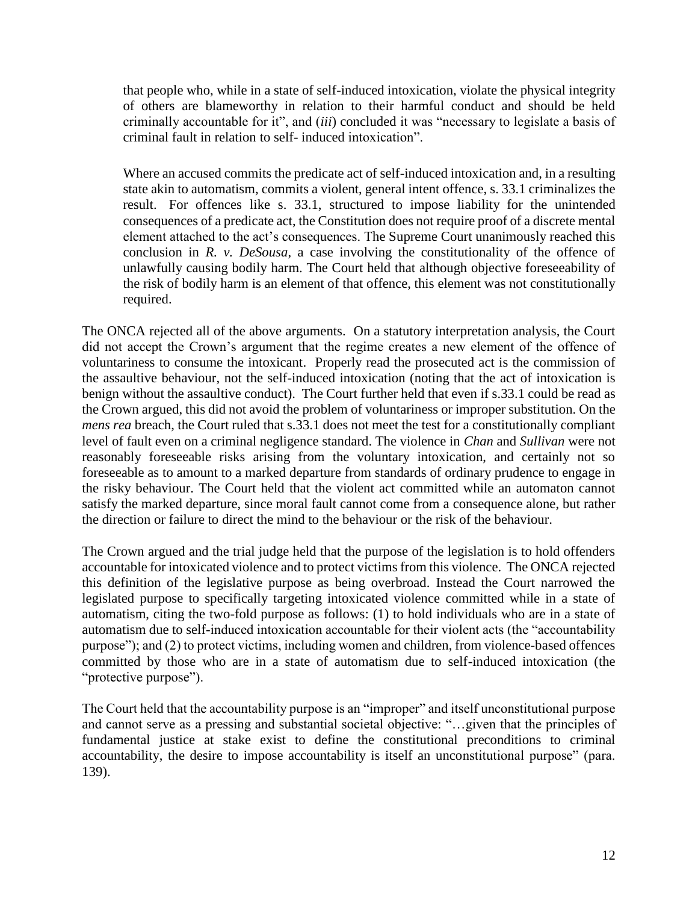> that people who, while in a state of self-induced intoxication, violate the physical integrity of others are blameworthy in relation to their harmful conduct and should be held criminally accountable for it", and (*iii*) concluded it was "necessary to legislate a basis of criminal fault in relation to self- induced intoxication".
>
> Where an accused commits the predicate act of self-induced intoxication and, in a resulting state akin to automatism, commits a violent, general intent offence, s. 33.1 criminalizes the result. For offences like s. 33.1, structured to impose liability for the unintended consequences of a predicate act, the Constitution does not require proof of a discrete mental element attached to the act's consequences. The Supreme Court unanimously reached this conclusion in *R. v. DeSousa*, a case involving the constitutionality of the offence of unlawfully causing bodily harm. The Court held that although objective foreseeability of the risk of bodily harm is an element of that offence, this element was not constitutionally required.

The ONCA rejected all of the above arguments. On a statutory interpretation analysis, the Court did not accept the Crown's argument that the regime creates a new element of the offence of voluntariness to consume the intoxicant. Properly read the prosecuted act is the commission of the assaultive behaviour, not the self-induced intoxication (noting that the act of intoxication is benign without the assaultive conduct). The Court further held that even if s.33.1 could be read as the Crown argued, this did not avoid the problem of voluntariness or improper substitution. On the *mens rea* breach, the Court ruled that s.33.1 does not meet the test for a constitutionally compliant level of fault even on a criminal negligence standard. The violence in *Chan* and *Sullivan* were not reasonably foreseeable risks arising from the voluntary intoxication, and certainly not so foreseeable as to amount to a marked departure from standards of ordinary prudence to engage in the risky behaviour. The Court held that the violent act committed while an automaton cannot satisfy the marked departure, since moral fault cannot come from a consequence alone, but rather the direction or failure to direct the mind to the behaviour or the risk of the behaviour.

The Crown argued and the trial judge held that the purpose of the legislation is to hold offenders accountable for intoxicated violence and to protect victims from this violence. The ONCA rejected this definition of the legislative purpose as being overbroad. Instead the Court narrowed the legislated purpose to specifically targeting intoxicated violence committed while in a state of automatism, citing the two-fold purpose as follows: (1) to hold individuals who are in a state of automatism due to self-induced intoxication accountable for their violent acts (the "accountability purpose"); and (2) to protect victims, including women and children, from violence-based offences committed by those who are in a state of automatism due to self-induced intoxication (the "protective purpose").

The Court held that the accountability purpose is an "improper" and itself unconstitutional purpose and cannot serve as a pressing and substantial societal objective: "…given that the principles of fundamental justice at stake exist to define the constitutional preconditions to criminal accountability, the desire to impose accountability is itself an unconstitutional purpose" (para. 139).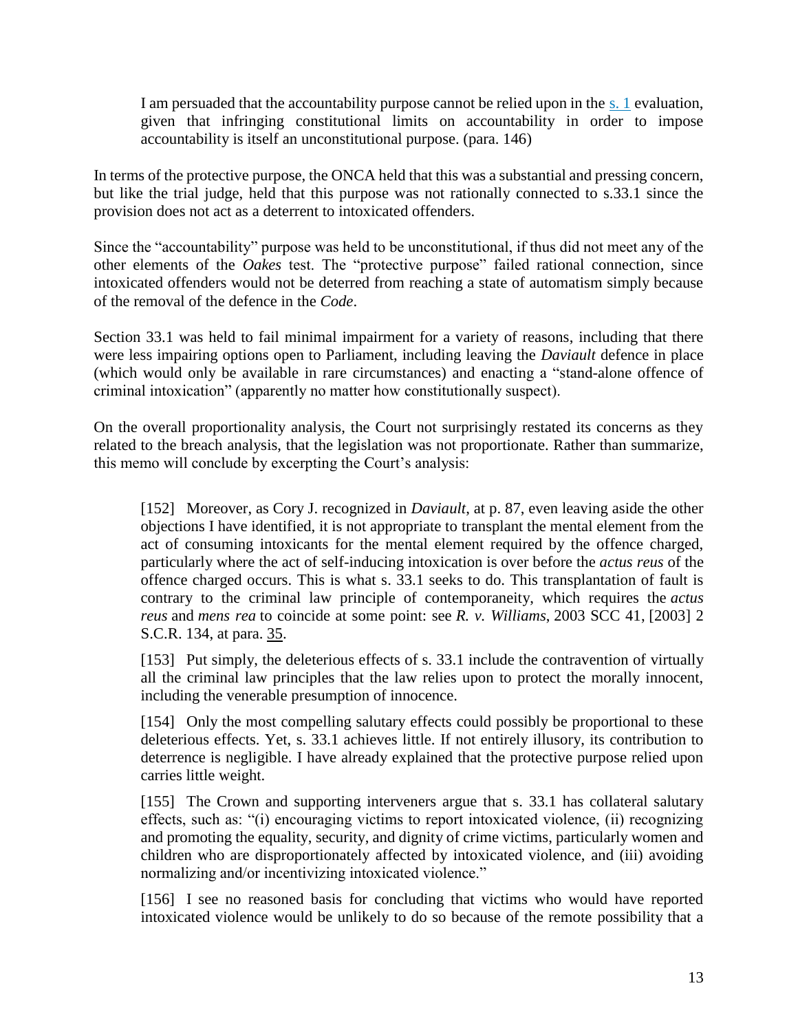> I am persuaded that the accountability purpose cannot be relied upon in the s. 1 evaluation, given that infringing constitutional limits on accountability in order to impose accountability is itself an unconstitutional purpose. (para. 146)

In terms of the protective purpose, the ONCA held that this was a substantial and pressing concern, but like the trial judge, held that this purpose was not rationally connected to s.33.1 since the provision does not act as a deterrent to intoxicated offenders.

Since the "accountability" purpose was held to be unconstitutional, if thus did not meet any of the other elements of the *Oakes* test. The "protective purpose" failed rational connection, since intoxicated offenders would not be deterred from reaching a state of automatism simply because of the removal of the defence in the *Code*.

Section 33.1 was held to fail minimal impairment for a variety of reasons, including that there were less impairing options open to Parliament, including leaving the *Daviault* defence in place (which would only be available in rare circumstances) and enacting a "stand-alone offence of criminal intoxication" (apparently no matter how constitutionally suspect).

On the overall proportionality analysis, the Court not surprisingly restated its concerns as they related to the breach analysis, that the legislation was not proportionate. Rather than summarize, this memo will conclude by excerpting the Court's analysis:

> [152] Moreover, as Cory J. recognized in *Daviault*, at p. 87, even leaving aside the other objections I have identified, it is not appropriate to transplant the mental element from the act of consuming intoxicants for the mental element required by the offence charged, particularly where the act of self-inducing intoxication is over before the *actus reus* of the offence charged occurs. This is what s. 33.1 seeks to do. This transplantation of fault is contrary to the criminal law principle of contemporaneity, which requires the *actus reus* and *mens rea* to coincide at some point: see *R. v. Williams*, 2003 SCC 41, [2003] 2 S.C.R. 134, at para. 35.
>
> [153] Put simply, the deleterious effects of s. 33.1 include the contravention of virtually all the criminal law principles that the law relies upon to protect the morally innocent, including the venerable presumption of innocence.
>
> [154] Only the most compelling salutary effects could possibly be proportional to these deleterious effects. Yet, s. 33.1 achieves little. If not entirely illusory, its contribution to deterrence is negligible. I have already explained that the protective purpose relied upon carries little weight.
>
> [155] The Crown and supporting interveners argue that s. 33.1 has collateral salutary effects, such as: "(i) encouraging victims to report intoxicated violence, (ii) recognizing and promoting the equality, security, and dignity of crime victims, particularly women and children who are disproportionately affected by intoxicated violence, and (iii) avoiding normalizing and/or incentivizing intoxicated violence."
>
> [156] I see no reasoned basis for concluding that victims who would have reported intoxicated violence would be unlikely to do so because of the remote possibility that a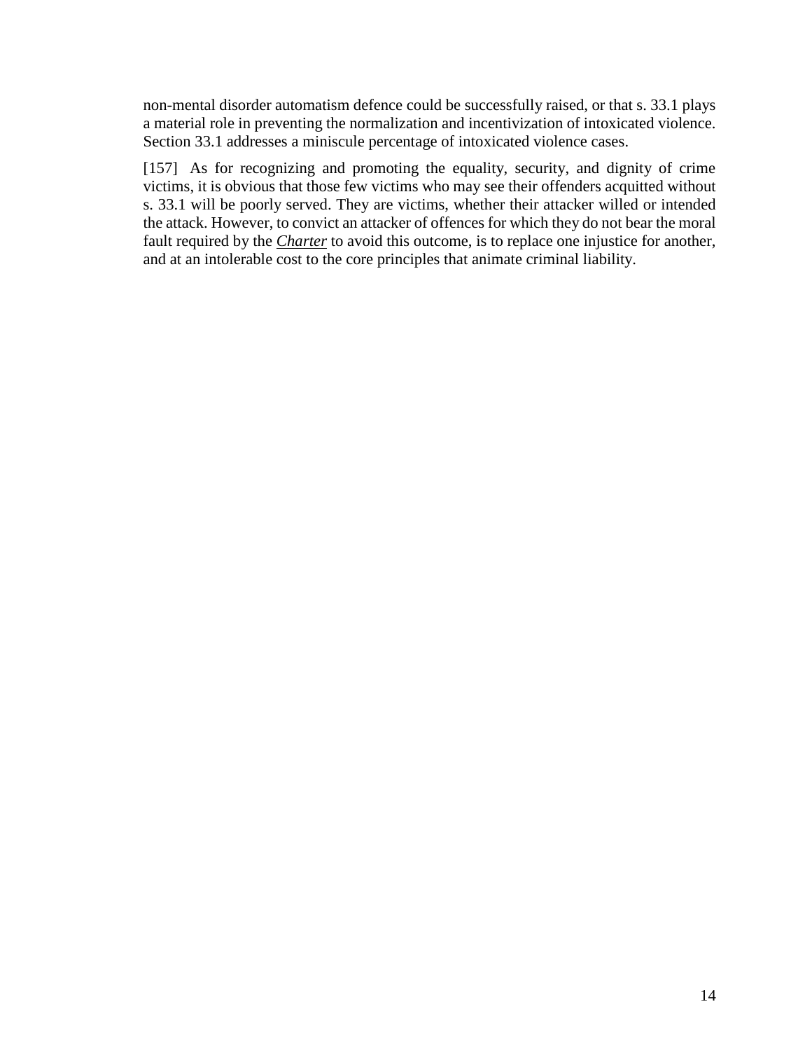non-mental disorder automatism defence could be successfully raised, or that s. 33.1 plays a material role in preventing the normalization and incentivization of intoxicated violence. Section 33.1 addresses a miniscule percentage of intoxicated violence cases.

[157] As for recognizing and promoting the equality, security, and dignity of crime victims, it is obvious that those few victims who may see their offenders acquitted without s. 33.1 will be poorly served. They are victims, whether their attacker willed or intended the attack. However, to convict an attacker of offences for which they do not bear the moral fault required by the *Charter* to avoid this outcome, is to replace one injustice for another, and at an intolerable cost to the core principles that animate criminal liability.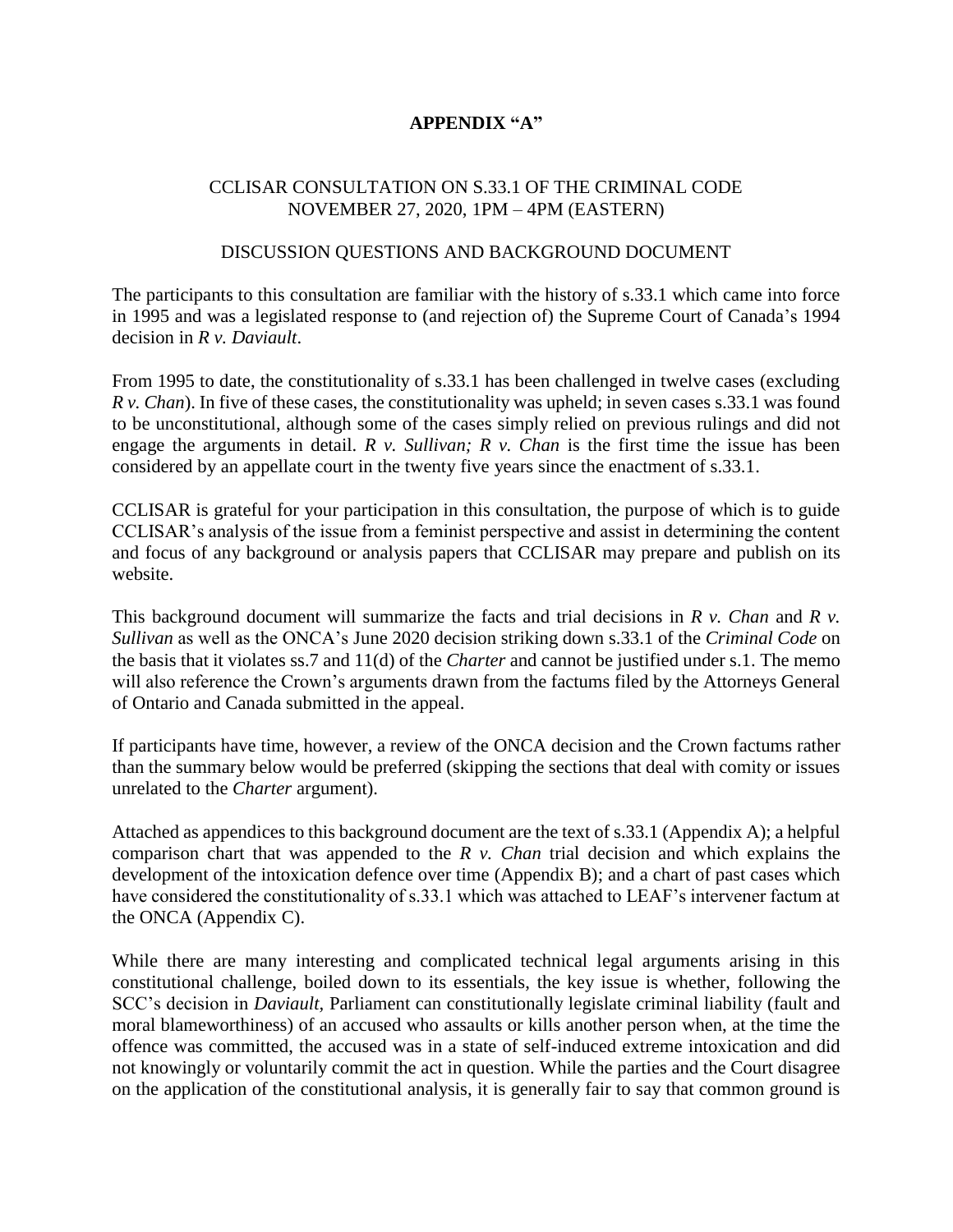**APPENDIX "A"**

CCLISAR CONSULTATION ON S.33.1 OF THE CRIMINAL CODE
NOVEMBER 27, 2020, 1PM – 4PM (EASTERN)

DISCUSSION QUESTIONS AND BACKGROUND DOCUMENT

The participants to this consultation are familiar with the history of s.33.1 which came into force in 1995 and was a legislated response to (and rejection of) the Supreme Court of Canada's 1994 decision in *R v. Daviault*.

From 1995 to date, the constitutionality of s.33.1 has been challenged in twelve cases (excluding *R v. Chan*). In five of these cases, the constitutionality was upheld; in seven cases s.33.1 was found to be unconstitutional, although some of the cases simply relied on previous rulings and did not engage the arguments in detail. *R v. Sullivan; R v. Chan* is the first time the issue has been considered by an appellate court in the twenty five years since the enactment of s.33.1.

CCLISAR is grateful for your participation in this consultation, the purpose of which is to guide CCLISAR's analysis of the issue from a feminist perspective and assist in determining the content and focus of any background or analysis papers that CCLISAR may prepare and publish on its website.

This background document will summarize the facts and trial decisions in *R v. Chan* and *R v. Sullivan* as well as the ONCA's June 2020 decision striking down s.33.1 of the *Criminal Code* on the basis that it violates ss.7 and 11(d) of the *Charter* and cannot be justified under s.1. The memo will also reference the Crown's arguments drawn from the factums filed by the Attorneys General of Ontario and Canada submitted in the appeal.

If participants have time, however, a review of the ONCA decision and the Crown factums rather than the summary below would be preferred (skipping the sections that deal with comity or issues unrelated to the *Charter* argument).

Attached as appendices to this background document are the text of s.33.1 (Appendix A); a helpful comparison chart that was appended to the *R v. Chan* trial decision and which explains the development of the intoxication defence over time (Appendix B); and a chart of past cases which have considered the constitutionality of s.33.1 which was attached to LEAF's intervener factum at the ONCA (Appendix C).

While there are many interesting and complicated technical legal arguments arising in this constitutional challenge, boiled down to its essentials, the key issue is whether, following the SCC's decision in *Daviault*, Parliament can constitutionally legislate criminal liability (fault and moral blameworthiness) of an accused who assaults or kills another person when, at the time the offence was committed, the accused was in a state of self-induced extreme intoxication and did not knowingly or voluntarily commit the act in question. While the parties and the Court disagree on the application of the constitutional analysis, it is generally fair to say that common ground is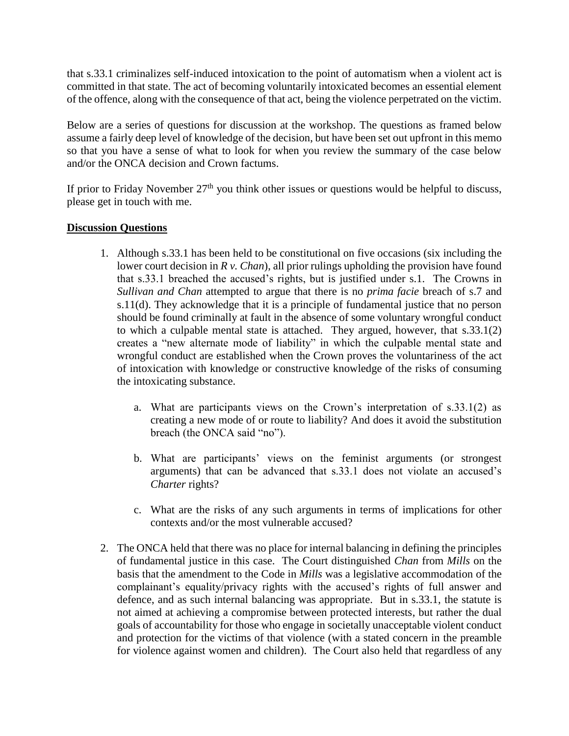that s.33.1 criminalizes self-induced intoxication to the point of automatism when a violent act is committed in that state. The act of becoming voluntarily intoxicated becomes an essential element of the offence, along with the consequence of that act, being the violence perpetrated on the victim.

Below are a series of questions for discussion at the workshop. The questions as framed below assume a fairly deep level of knowledge of the decision, but have been set out upfront in this memo so that you have a sense of what to look for when you review the summary of the case below and/or the ONCA decision and Crown factums.

If prior to Friday November 27th you think other issues or questions would be helpful to discuss, please get in touch with me.

**Discussion Questions**

1. Although s.33.1 has been held to be constitutional on five occasions (six including the lower court decision in *R v. Chan*), all prior rulings upholding the provision have found that s.33.1 breached the accused's rights, but is justified under s.1. The Crowns in *Sullivan and Chan* attempted to argue that there is no *prima facie* breach of s.7 and s.11(d). They acknowledge that it is a principle of fundamental justice that no person should be found criminally at fault in the absence of some voluntary wrongful conduct to which a culpable mental state is attached. They argued, however, that s.33.1(2) creates a "new alternate mode of liability" in which the culpable mental state and wrongful conduct are established when the Crown proves the voluntariness of the act of intoxication with knowledge or constructive knowledge of the risks of consuming the intoxicating substance.

   a. What are participants views on the Crown's interpretation of s.33.1(2) as creating a new mode of or route to liability? And does it avoid the substitution breach (the ONCA said "no").

   b. What are participants' views on the feminist arguments (or strongest arguments) that can be advanced that s.33.1 does not violate an accused's *Charter* rights?

   c. What are the risks of any such arguments in terms of implications for other contexts and/or the most vulnerable accused?

2. The ONCA held that there was no place for internal balancing in defining the principles of fundamental justice in this case. The Court distinguished *Chan* from *Mills* on the basis that the amendment to the Code in *Mills* was a legislative accommodation of the complainant's equality/privacy rights with the accused's rights of full answer and defence, and as such internal balancing was appropriate. But in s.33.1, the statute is not aimed at achieving a compromise between protected interests, but rather the dual goals of accountability for those who engage in societally unacceptable violent conduct and protection for the victims of that violence (with a stated concern in the preamble for violence against women and children). The Court also held that regardless of any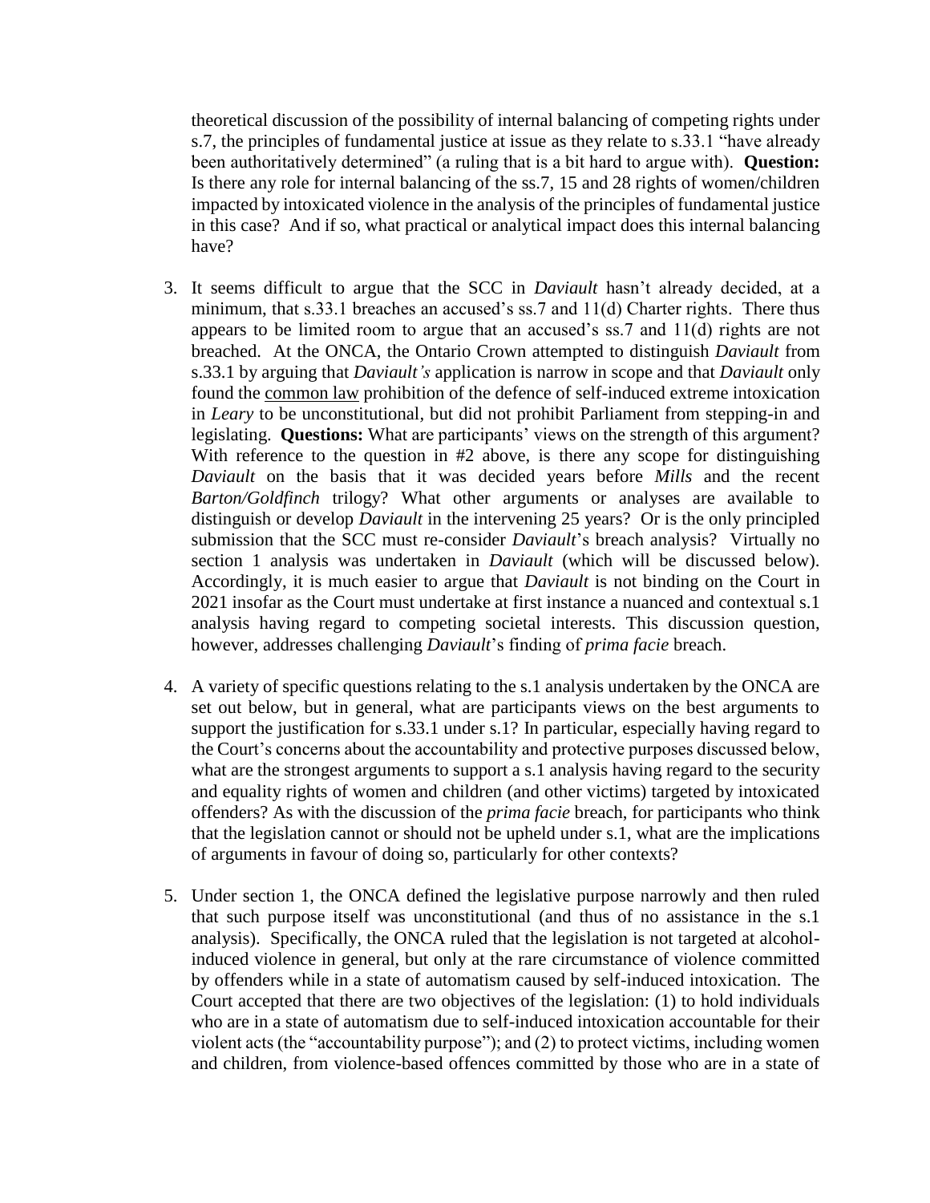theoretical discussion of the possibility of internal balancing of competing rights under s.7, the principles of fundamental justice at issue as they relate to s.33.1 "have already been authoritatively determined" (a ruling that is a bit hard to argue with). **Question:** Is there any role for internal balancing of the ss.7, 15 and 28 rights of women/children impacted by intoxicated violence in the analysis of the principles of fundamental justice in this case? And if so, what practical or analytical impact does this internal balancing have?

3. It seems difficult to argue that the SCC in *Daviault* hasn't already decided, at a minimum, that s.33.1 breaches an accused's ss.7 and 11(d) Charter rights. There thus appears to be limited room to argue that an accused's ss.7 and 11(d) rights are not breached. At the ONCA, the Ontario Crown attempted to distinguish *Daviault* from s.33.1 by arguing that *Daviault's* application is narrow in scope and that *Daviault* only found the <u>common law</u> prohibition of the defence of self-induced extreme intoxication in *Leary* to be unconstitutional, but did not prohibit Parliament from stepping-in and legislating. **Questions:** What are participants' views on the strength of this argument? With reference to the question in #2 above, is there any scope for distinguishing *Daviault* on the basis that it was decided years before *Mills* and the recent *Barton/Goldfinch* trilogy? What other arguments or analyses are available to distinguish or develop *Daviault* in the intervening 25 years? Or is the only principled submission that the SCC must re-consider *Daviault*'s breach analysis? Virtually no section 1 analysis was undertaken in *Daviault* (which will be discussed below). Accordingly, it is much easier to argue that *Daviault* is not binding on the Court in 2021 insofar as the Court must undertake at first instance a nuanced and contextual s.1 analysis having regard to competing societal interests. This discussion question, however, addresses challenging *Daviault*'s finding of *prima facie* breach.

4. A variety of specific questions relating to the s.1 analysis undertaken by the ONCA are set out below, but in general, what are participants views on the best arguments to support the justification for s.33.1 under s.1? In particular, especially having regard to the Court's concerns about the accountability and protective purposes discussed below, what are the strongest arguments to support a s.1 analysis having regard to the security and equality rights of women and children (and other victims) targeted by intoxicated offenders? As with the discussion of the *prima facie* breach, for participants who think that the legislation cannot or should not be upheld under s.1, what are the implications of arguments in favour of doing so, particularly for other contexts?

5. Under section 1, the ONCA defined the legislative purpose narrowly and then ruled that such purpose itself was unconstitutional (and thus of no assistance in the s.1 analysis). Specifically, the ONCA ruled that the legislation is not targeted at alcohol-induced violence in general, but only at the rare circumstance of violence committed by offenders while in a state of automatism caused by self-induced intoxication. The Court accepted that there are two objectives of the legislation: (1) to hold individuals who are in a state of automatism due to self-induced intoxication accountable for their violent acts (the "accountability purpose"); and (2) to protect victims, including women and children, from violence-based offences committed by those who are in a state of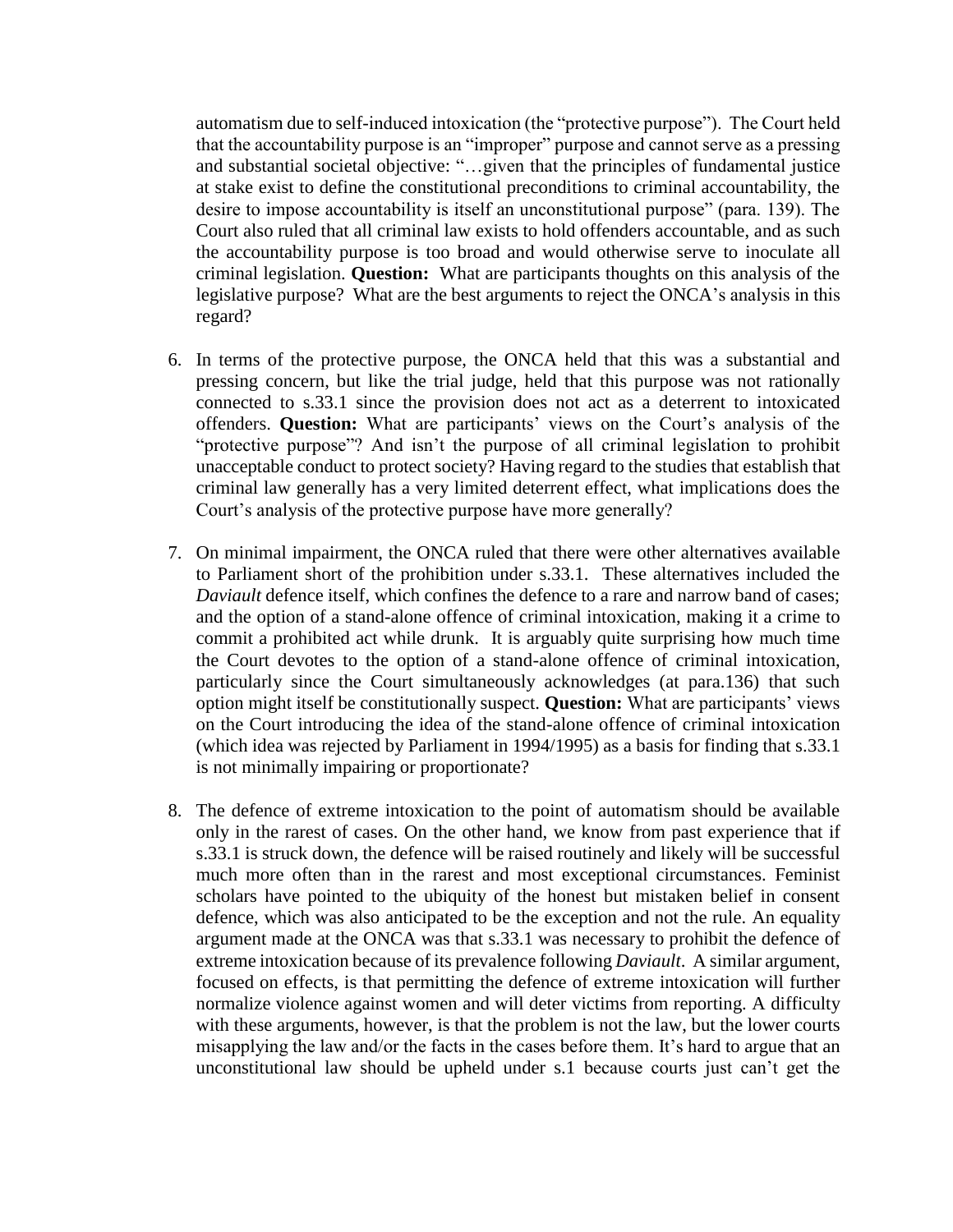automatism due to self-induced intoxication (the "protective purpose"). The Court held that the accountability purpose is an "improper" purpose and cannot serve as a pressing and substantial societal objective: "…given that the principles of fundamental justice at stake exist to define the constitutional preconditions to criminal accountability, the desire to impose accountability is itself an unconstitutional purpose" (para. 139). The Court also ruled that all criminal law exists to hold offenders accountable, and as such the accountability purpose is too broad and would otherwise serve to inoculate all criminal legislation. **Question:** What are participants thoughts on this analysis of the legislative purpose? What are the best arguments to reject the ONCA's analysis in this regard?

6. In terms of the protective purpose, the ONCA held that this was a substantial and pressing concern, but like the trial judge, held that this purpose was not rationally connected to s.33.1 since the provision does not act as a deterrent to intoxicated offenders. **Question:** What are participants' views on the Court's analysis of the "protective purpose"? And isn't the purpose of all criminal legislation to prohibit unacceptable conduct to protect society? Having regard to the studies that establish that criminal law generally has a very limited deterrent effect, what implications does the Court's analysis of the protective purpose have more generally?

7. On minimal impairment, the ONCA ruled that there were other alternatives available to Parliament short of the prohibition under s.33.1. These alternatives included the *Daviault* defence itself, which confines the defence to a rare and narrow band of cases; and the option of a stand-alone offence of criminal intoxication, making it a crime to commit a prohibited act while drunk. It is arguably quite surprising how much time the Court devotes to the option of a stand-alone offence of criminal intoxication, particularly since the Court simultaneously acknowledges (at para.136) that such option might itself be constitutionally suspect. **Question:** What are participants' views on the Court introducing the idea of the stand-alone offence of criminal intoxication (which idea was rejected by Parliament in 1994/1995) as a basis for finding that s.33.1 is not minimally impairing or proportionate?

8. The defence of extreme intoxication to the point of automatism should be available only in the rarest of cases. On the other hand, we know from past experience that if s.33.1 is struck down, the defence will be raised routinely and likely will be successful much more often than in the rarest and most exceptional circumstances. Feminist scholars have pointed to the ubiquity of the honest but mistaken belief in consent defence, which was also anticipated to be the exception and not the rule. An equality argument made at the ONCA was that s.33.1 was necessary to prohibit the defence of extreme intoxication because of its prevalence following *Daviault*. A similar argument, focused on effects, is that permitting the defence of extreme intoxication will further normalize violence against women and will deter victims from reporting. A difficulty with these arguments, however, is that the problem is not the law, but the lower courts misapplying the law and/or the facts in the cases before them. It's hard to argue that an unconstitutional law should be upheld under s.1 because courts just can't get the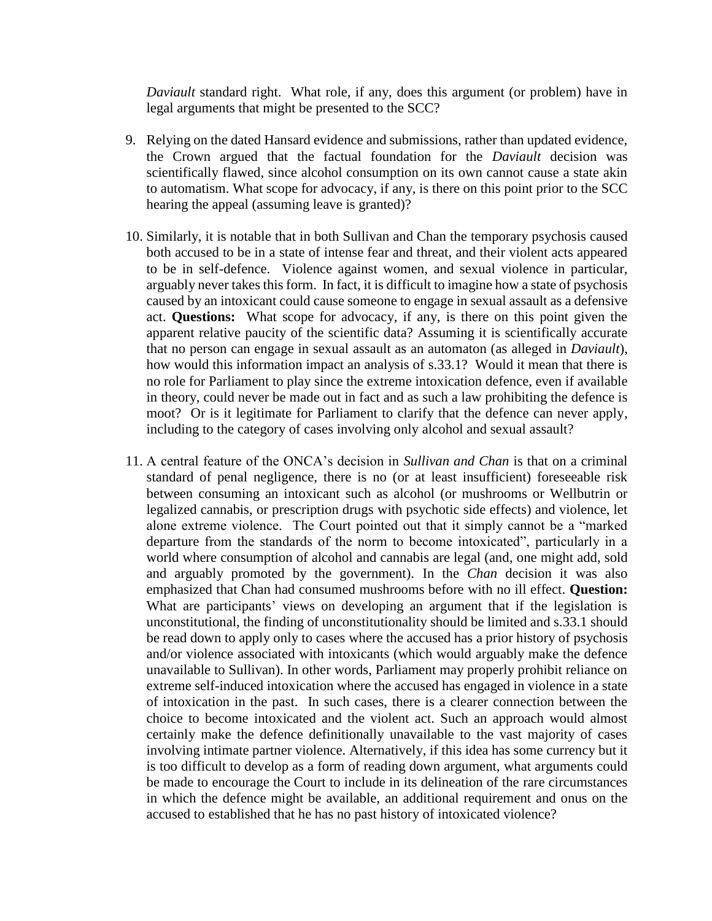*Daviault* standard right. What role, if any, does this argument (or problem) have in legal arguments that might be presented to the SCC?

9. Relying on the dated Hansard evidence and submissions, rather than updated evidence, the Crown argued that the factual foundation for the *Daviault* decision was scientifically flawed, since alcohol consumption on its own cannot cause a state akin to automatism. What scope for advocacy, if any, is there on this point prior to the SCC hearing the appeal (assuming leave is granted)?

10. Similarly, it is notable that in both Sullivan and Chan the temporary psychosis caused both accused to be in a state of intense fear and threat, and their violent acts appeared to be in self-defence. Violence against women, and sexual violence in particular, arguably never takes this form. In fact, it is difficult to imagine how a state of psychosis caused by an intoxicant could cause someone to engage in sexual assault as a defensive act. **Questions:** What scope for advocacy, if any, is there on this point given the apparent relative paucity of the scientific data? Assuming it is scientifically accurate that no person can engage in sexual assault as an automaton (as alleged in *Daviault*), how would this information impact an analysis of s.33.1? Would it mean that there is no role for Parliament to play since the extreme intoxication defence, even if available in theory, could never be made out in fact and as such a law prohibiting the defence is moot? Or is it legitimate for Parliament to clarify that the defence can never apply, including to the category of cases involving only alcohol and sexual assault?

11. A central feature of the ONCA's decision in *Sullivan and Chan* is that on a criminal standard of penal negligence, there is no (or at least insufficient) foreseeable risk between consuming an intoxicant such as alcohol (or mushrooms or Wellbutrin or legalized cannabis, or prescription drugs with psychotic side effects) and violence, let alone extreme violence. The Court pointed out that it simply cannot be a "marked departure from the standards of the norm to become intoxicated", particularly in a world where consumption of alcohol and cannabis are legal (and, one might add, sold and arguably promoted by the government). In the *Chan* decision it was also emphasized that Chan had consumed mushrooms before with no ill effect. **Question:** What are participants' views on developing an argument that if the legislation is unconstitutional, the finding of unconstitutionality should be limited and s.33.1 should be read down to apply only to cases where the accused has a prior history of psychosis and/or violence associated with intoxicants (which would arguably make the defence unavailable to Sullivan). In other words, Parliament may properly prohibit reliance on extreme self-induced intoxication where the accused has engaged in violence in a state of intoxication in the past. In such cases, there is a clearer connection between the choice to become intoxicated and the violent act. Such an approach would almost certainly make the defence definitionally unavailable to the vast majority of cases involving intimate partner violence. Alternatively, if this idea has some currency but it is too difficult to develop as a form of reading down argument, what arguments could be made to encourage the Court to include in its delineation of the rare circumstances in which the defence might be available, an additional requirement and onus on the accused to established that he has no past history of intoxicated violence?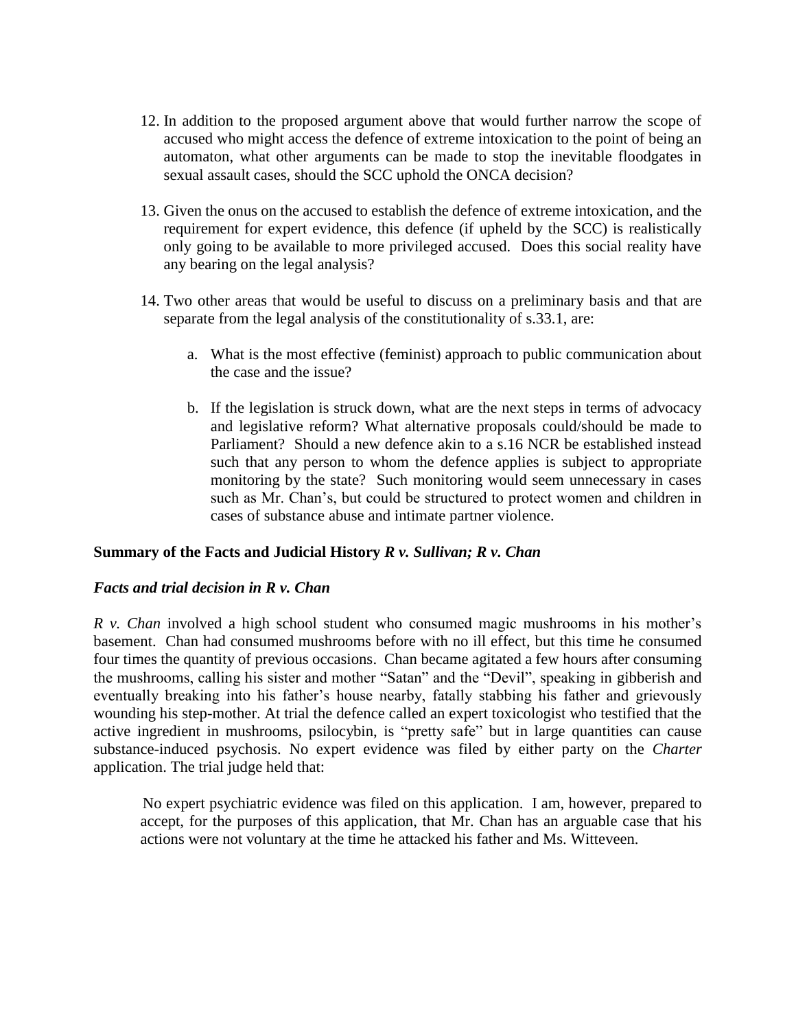12. In addition to the proposed argument above that would further narrow the scope of accused who might access the defence of extreme intoxication to the point of being an automaton, what other arguments can be made to stop the inevitable floodgates in sexual assault cases, should the SCC uphold the ONCA decision?

13. Given the onus on the accused to establish the defence of extreme intoxication, and the requirement for expert evidence, this defence (if upheld by the SCC) is realistically only going to be available to more privileged accused. Does this social reality have any bearing on the legal analysis?

14. Two other areas that would be useful to discuss on a preliminary basis and that are separate from the legal analysis of the constitutionality of s.33.1, are:

    a. What is the most effective (feminist) approach to public communication about the case and the issue?

    b. If the legislation is struck down, what are the next steps in terms of advocacy and legislative reform? What alternative proposals could/should be made to Parliament? Should a new defence akin to a s.16 NCR be established instead such that any person to whom the defence applies is subject to appropriate monitoring by the state? Such monitoring would seem unnecessary in cases such as Mr. Chan's, but could be structured to protect women and children in cases of substance abuse and intimate partner violence.

**Summary of the Facts and Judicial History *R v. Sullivan; R v. Chan***

***Facts and trial decision in R v. Chan***

*R v. Chan* involved a high school student who consumed magic mushrooms in his mother's basement. Chan had consumed mushrooms before with no ill effect, but this time he consumed four times the quantity of previous occasions. Chan became agitated a few hours after consuming the mushrooms, calling his sister and mother "Satan" and the "Devil", speaking in gibberish and eventually breaking into his father's house nearby, fatally stabbing his father and grievously wounding his step-mother. At trial the defence called an expert toxicologist who testified that the active ingredient in mushrooms, psilocybin, is "pretty safe" but in large quantities can cause substance-induced psychosis. No expert evidence was filed by either party on the *Charter* application. The trial judge held that:

> No expert psychiatric evidence was filed on this application. I am, however, prepared to accept, for the purposes of this application, that Mr. Chan has an arguable case that his actions were not voluntary at the time he attacked his father and Ms. Witteveen.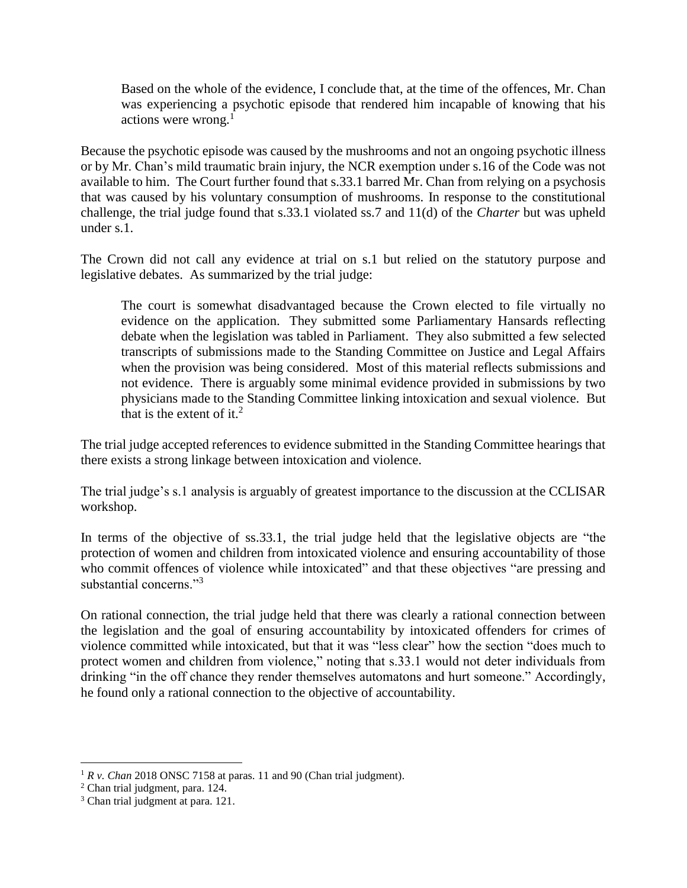> Based on the whole of the evidence, I conclude that, at the time of the offences, Mr. Chan was experiencing a psychotic episode that rendered him incapable of knowing that his actions were wrong.[1]

Because the psychotic episode was caused by the mushrooms and not an ongoing psychotic illness or by Mr. Chan's mild traumatic brain injury, the NCR exemption under s.16 of the Code was not available to him. The Court further found that s.33.1 barred Mr. Chan from relying on a psychosis that was caused by his voluntary consumption of mushrooms. In response to the constitutional challenge, the trial judge found that s.33.1 violated ss.7 and 11(d) of the *Charter* but was upheld under s.1.

The Crown did not call any evidence at trial on s.1 but relied on the statutory purpose and legislative debates. As summarized by the trial judge:

> The court is somewhat disadvantaged because the Crown elected to file virtually no evidence on the application. They submitted some Parliamentary Hansards reflecting debate when the legislation was tabled in Parliament. They also submitted a few selected transcripts of submissions made to the Standing Committee on Justice and Legal Affairs when the provision was being considered. Most of this material reflects submissions and not evidence. There is arguably some minimal evidence provided in submissions by two physicians made to the Standing Committee linking intoxication and sexual violence. But that is the extent of it.[2]

The trial judge accepted references to evidence submitted in the Standing Committee hearings that there exists a strong linkage between intoxication and violence.

The trial judge's s.1 analysis is arguably of greatest importance to the discussion at the CCLISAR workshop.

In terms of the objective of ss.33.1, the trial judge held that the legislative objects are "the protection of women and children from intoxicated violence and ensuring accountability of those who commit offences of violence while intoxicated" and that these objectives "are pressing and substantial concerns."[3]

On rational connection, the trial judge held that there was clearly a rational connection between the legislation and the goal of ensuring accountability by intoxicated offenders for crimes of violence committed while intoxicated, but that it was "less clear" how the section "does much to protect women and children from violence," noting that s.33.1 would not deter individuals from drinking "in the off chance they render themselves automatons and hurt someone." Accordingly, he found only a rational connection to the objective of accountability.

---

[1] *R v. Chan* 2018 ONSC 7158 at paras. 11 and 90 (Chan trial judgment).

[2] Chan trial judgment, para. 124.

[3] Chan trial judgment at para. 121.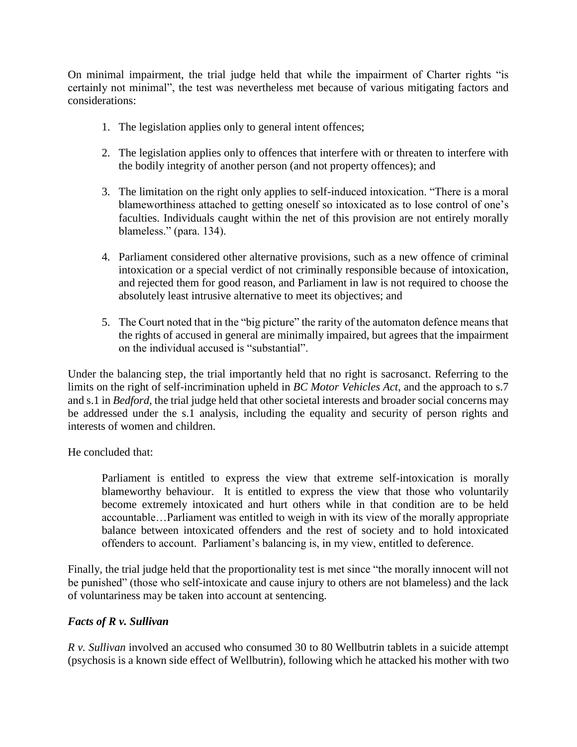On minimal impairment, the trial judge held that while the impairment of Charter rights "is certainly not minimal", the test was nevertheless met because of various mitigating factors and considerations:

1. The legislation applies only to general intent offences;

2. The legislation applies only to offences that interfere with or threaten to interfere with the bodily integrity of another person (and not property offences); and

3. The limitation on the right only applies to self-induced intoxication. "There is a moral blameworthiness attached to getting oneself so intoxicated as to lose control of one's faculties. Individuals caught within the net of this provision are not entirely morally blameless." (para. 134).

4. Parliament considered other alternative provisions, such as a new offence of criminal intoxication or a special verdict of not criminally responsible because of intoxication, and rejected them for good reason, and Parliament in law is not required to choose the absolutely least intrusive alternative to meet its objectives; and

5. The Court noted that in the "big picture" the rarity of the automaton defence means that the rights of accused in general are minimally impaired, but agrees that the impairment on the individual accused is "substantial".

Under the balancing step, the trial importantly held that no right is sacrosanct. Referring to the limits on the right of self-incrimination upheld in *BC Motor Vehicles Act*, and the approach to s.7 and s.1 in *Bedford,* the trial judge held that other societal interests and broader social concerns may be addressed under the s.1 analysis, including the equality and security of person rights and interests of women and children.

He concluded that:

> Parliament is entitled to express the view that extreme self-intoxication is morally blameworthy behaviour. It is entitled to express the view that those who voluntarily become extremely intoxicated and hurt others while in that condition are to be held accountable…Parliament was entitled to weigh in with its view of the morally appropriate balance between intoxicated offenders and the rest of society and to hold intoxicated offenders to account. Parliament's balancing is, in my view, entitled to deference.

Finally, the trial judge held that the proportionality test is met since "the morally innocent will not be punished" (those who self-intoxicate and cause injury to others are not blameless) and the lack of voluntariness may be taken into account at sentencing.

### *Facts of R v. Sullivan*

*R v. Sullivan* involved an accused who consumed 30 to 80 Wellbutrin tablets in a suicide attempt (psychosis is a known side effect of Wellbutrin), following which he attacked his mother with two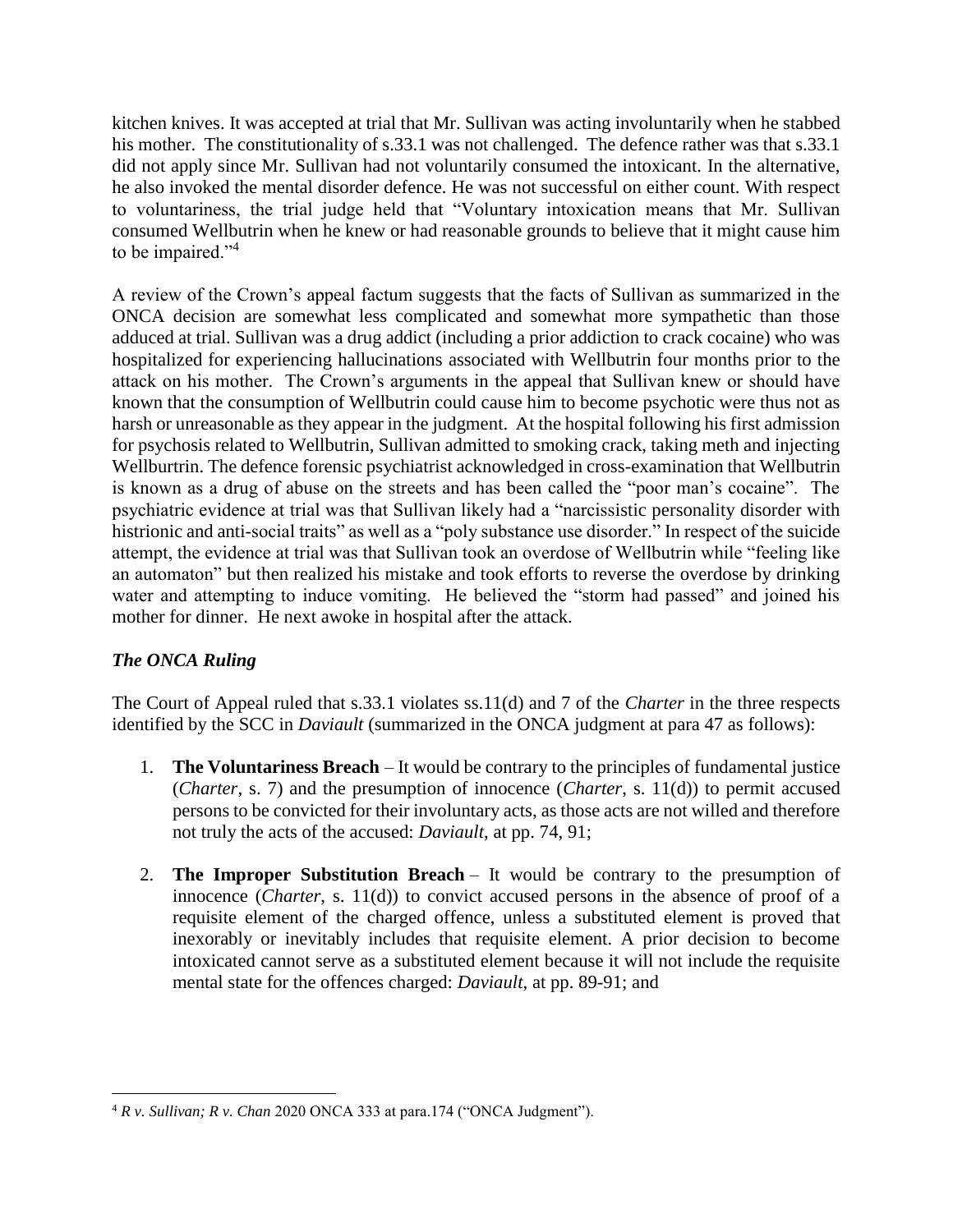kitchen knives. It was accepted at trial that Mr. Sullivan was acting involuntarily when he stabbed his mother. The constitutionality of s.33.1 was not challenged. The defence rather was that s.33.1 did not apply since Mr. Sullivan had not voluntarily consumed the intoxicant. In the alternative, he also invoked the mental disorder defence. He was not successful on either count. With respect to voluntariness, the trial judge held that "Voluntary intoxication means that Mr. Sullivan consumed Wellbutrin when he knew or had reasonable grounds to believe that it might cause him to be impaired."[4]

A review of the Crown's appeal factum suggests that the facts of Sullivan as summarized in the ONCA decision are somewhat less complicated and somewhat more sympathetic than those adduced at trial. Sullivan was a drug addict (including a prior addiction to crack cocaine) who was hospitalized for experiencing hallucinations associated with Wellbutrin four months prior to the attack on his mother. The Crown's arguments in the appeal that Sullivan knew or should have known that the consumption of Wellbutrin could cause him to become psychotic were thus not as harsh or unreasonable as they appear in the judgment. At the hospital following his first admission for psychosis related to Wellbutrin, Sullivan admitted to smoking crack, taking meth and injecting Wellburtrin. The defence forensic psychiatrist acknowledged in cross-examination that Wellbutrin is known as a drug of abuse on the streets and has been called the "poor man's cocaine". The psychiatric evidence at trial was that Sullivan likely had a "narcissistic personality disorder with histrionic and anti-social traits" as well as a "poly substance use disorder." In respect of the suicide attempt, the evidence at trial was that Sullivan took an overdose of Wellbutrin while "feeling like an automaton" but then realized his mistake and took efforts to reverse the overdose by drinking water and attempting to induce vomiting. He believed the "storm had passed" and joined his mother for dinner. He next awoke in hospital after the attack.

### *The ONCA Ruling*

The Court of Appeal ruled that s.33.1 violates ss.11(d) and 7 of the *Charter* in the three respects identified by the SCC in *Daviault* (summarized in the ONCA judgment at para 47 as follows):

1. **The Voluntariness Breach** – It would be contrary to the principles of fundamental justice (*Charter*, s. 7) and the presumption of innocence (*Charter*, s. 11(d)) to permit accused persons to be convicted for their involuntary acts, as those acts are not willed and therefore not truly the acts of the accused: *Daviault*, at pp. 74, 91;
2. **The Improper Substitution Breach** – It would be contrary to the presumption of innocence (*Charter*, s. 11(d)) to convict accused persons in the absence of proof of a requisite element of the charged offence, unless a substituted element is proved that inexorably or inevitably includes that requisite element. A prior decision to become intoxicated cannot serve as a substituted element because it will not include the requisite mental state for the offences charged: *Daviault*, at pp. 89-91; and

[4] *R v. Sullivan; R v. Chan* 2020 ONCA 333 at para.174 ("ONCA Judgment").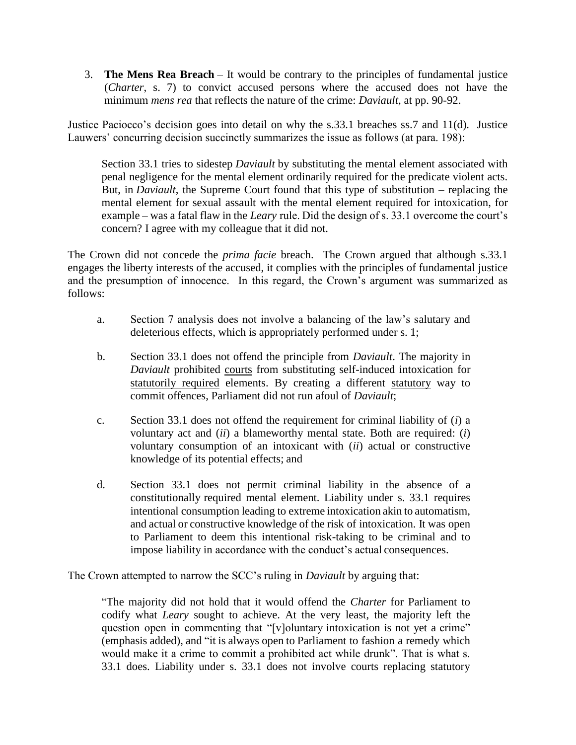3. **The Mens Rea Breach** – It would be contrary to the principles of fundamental justice (*Charter*, s. 7) to convict accused persons where the accused does not have the minimum *mens rea* that reflects the nature of the crime: *Daviault*, at pp. 90-92.

Justice Paciocco's decision goes into detail on why the s.33.1 breaches ss.7 and 11(d). Justice Lauwers' concurring decision succinctly summarizes the issue as follows (at para. 198):

> Section 33.1 tries to sidestep *Daviault* by substituting the mental element associated with penal negligence for the mental element ordinarily required for the predicate violent acts. But, in *Daviault*, the Supreme Court found that this type of substitution – replacing the mental element for sexual assault with the mental element required for intoxication, for example – was a fatal flaw in the *Leary* rule. Did the design of s. 33.1 overcome the court's concern? I agree with my colleague that it did not.

The Crown did not concede the *prima facie* breach. The Crown argued that although s.33.1 engages the liberty interests of the accused, it complies with the principles of fundamental justice and the presumption of innocence. In this regard, the Crown's argument was summarized as follows:

> a. Section 7 analysis does not involve a balancing of the law's salutary and deleterious effects, which is appropriately performed under s. 1;
>
> b. Section 33.1 does not offend the principle from *Daviault*. The majority in *Daviault* prohibited <u>courts</u> from substituting self-induced intoxication for <u>statutorily required</u> elements. By creating a different <u>statutory</u> way to commit offences, Parliament did not run afoul of *Daviault*;
>
> c. Section 33.1 does not offend the requirement for criminal liability of (*i*) a voluntary act and (*ii*) a blameworthy mental state. Both are required: (*i*) voluntary consumption of an intoxicant with (*ii*) actual or constructive knowledge of its potential effects; and
>
> d. Section 33.1 does not permit criminal liability in the absence of a constitutionally required mental element. Liability under s. 33.1 requires intentional consumption leading to extreme intoxication akin to automatism, and actual or constructive knowledge of the risk of intoxication. It was open to Parliament to deem this intentional risk-taking to be criminal and to impose liability in accordance with the conduct's actual consequences.

The Crown attempted to narrow the SCC's ruling in *Daviault* by arguing that:

> "The majority did not hold that it would offend the *Charter* for Parliament to codify what *Leary* sought to achieve. At the very least, the majority left the question open in commenting that "[v]oluntary intoxication is not <u>yet</u> a crime" (emphasis added), and "it is always open to Parliament to fashion a remedy which would make it a crime to commit a prohibited act while drunk". That is what s. 33.1 does. Liability under s. 33.1 does not involve courts replacing statutory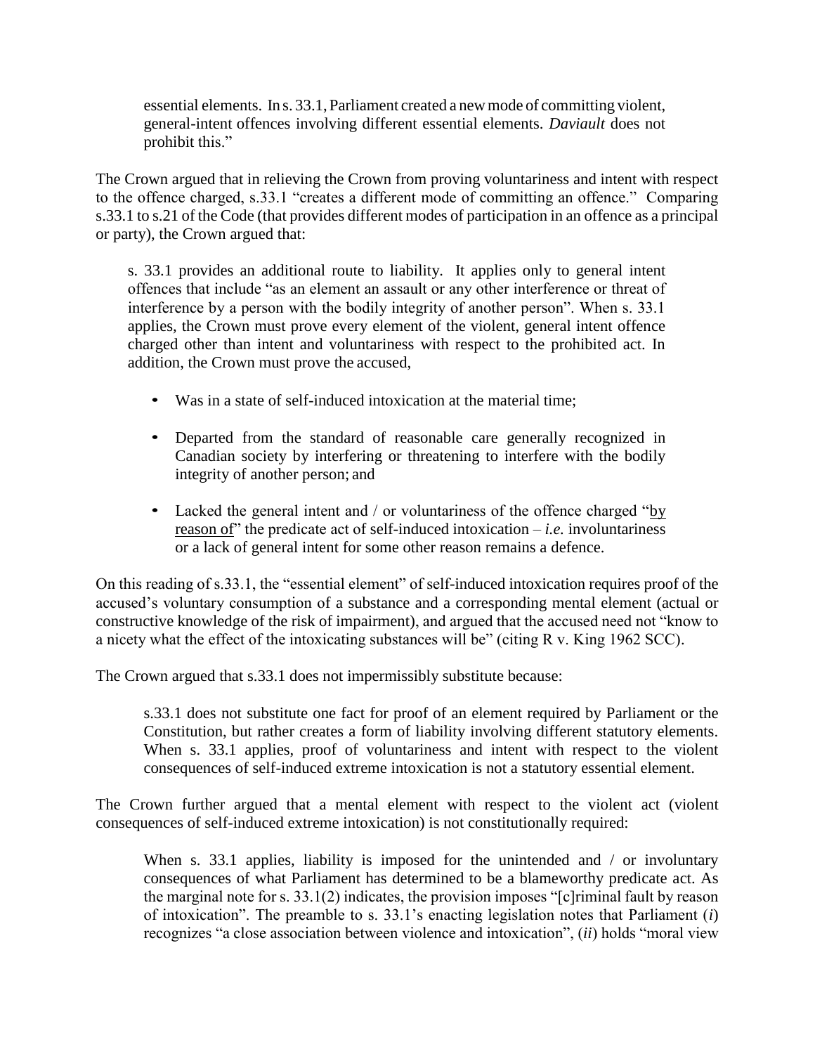> essential elements. In s. 33.1, Parliament created a new mode of committing violent, general-intent offences involving different essential elements. *Daviault* does not prohibit this."

The Crown argued that in relieving the Crown from proving voluntariness and intent with respect to the offence charged, s.33.1 "creates a different mode of committing an offence." Comparing s.33.1 to s.21 of the Code (that provides different modes of participation in an offence as a principal or party), the Crown argued that:

> s. 33.1 provides an additional route to liability. It applies only to general intent offences that include "as an element an assault or any other interference or threat of interference by a person with the bodily integrity of another person". When s. 33.1 applies, the Crown must prove every element of the violent, general intent offence charged other than intent and voluntariness with respect to the prohibited act. In addition, the Crown must prove the accused,
>
> - Was in a state of self-induced intoxication at the material time;
> - Departed from the standard of reasonable care generally recognized in Canadian society by interfering or threatening to interfere with the bodily integrity of another person; and
> - Lacked the general intent and / or voluntariness of the offence charged "by reason of" the predicate act of self-induced intoxication – *i.e.* involuntariness or a lack of general intent for some other reason remains a defence.

On this reading of s.33.1, the "essential element" of self-induced intoxication requires proof of the accused's voluntary consumption of a substance and a corresponding mental element (actual or constructive knowledge of the risk of impairment), and argued that the accused need not "know to a nicety what the effect of the intoxicating substances will be" (citing R v. King 1962 SCC).

The Crown argued that s.33.1 does not impermissibly substitute because:

> s.33.1 does not substitute one fact for proof of an element required by Parliament or the Constitution, but rather creates a form of liability involving different statutory elements. When s. 33.1 applies, proof of voluntariness and intent with respect to the violent consequences of self-induced extreme intoxication is not a statutory essential element.

The Crown further argued that a mental element with respect to the violent act (violent consequences of self-induced extreme intoxication) is not constitutionally required:

> When s. 33.1 applies, liability is imposed for the unintended and / or involuntary consequences of what Parliament has determined to be a blameworthy predicate act. As the marginal note for s. 33.1(2) indicates, the provision imposes "[c]riminal fault by reason of intoxication". The preamble to s. 33.1's enacting legislation notes that Parliament (*i*) recognizes "a close association between violence and intoxication", (*ii*) holds "moral view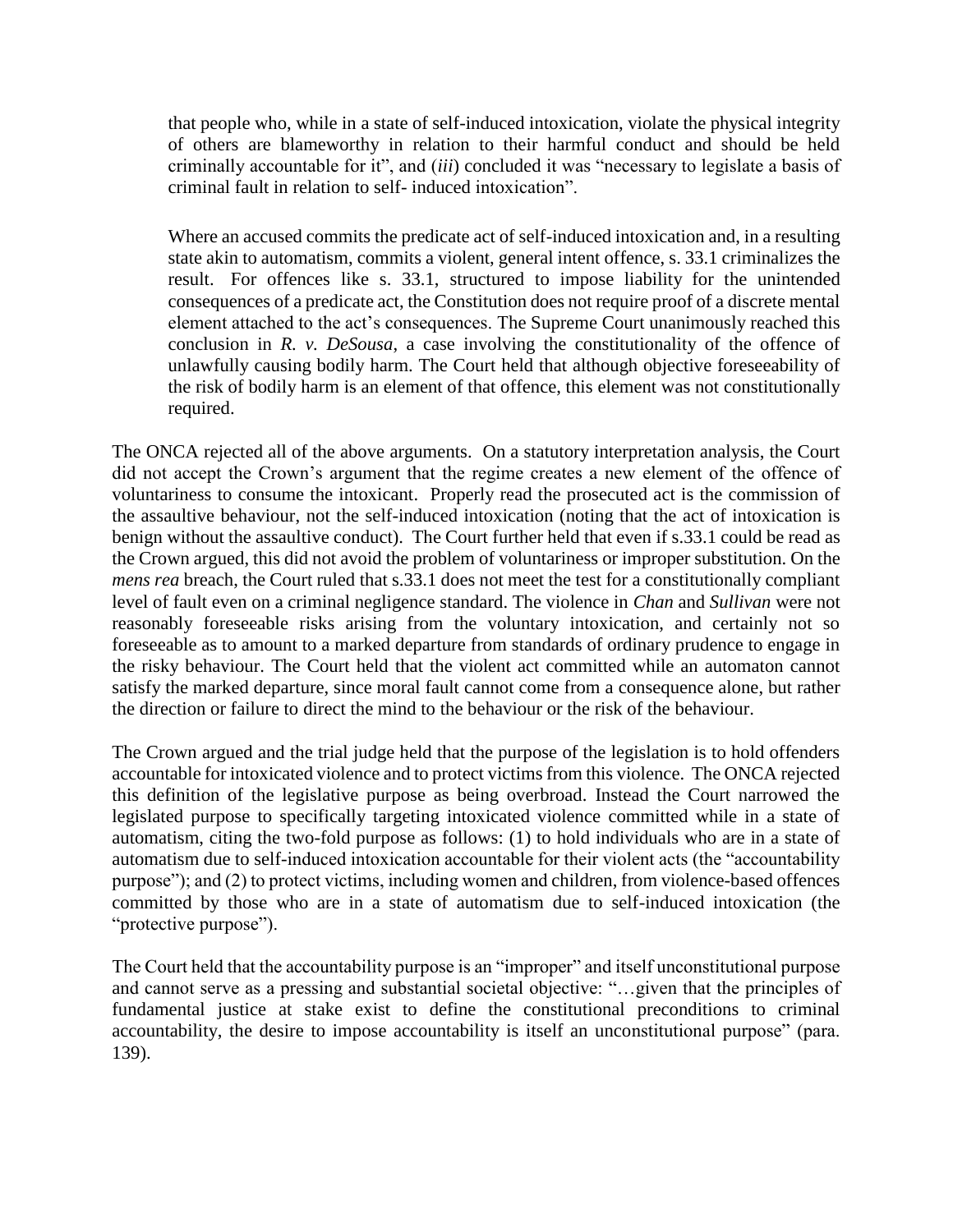> that people who, while in a state of self-induced intoxication, violate the physical integrity of others are blameworthy in relation to their harmful conduct and should be held criminally accountable for it", and (*iii*) concluded it was "necessary to legislate a basis of criminal fault in relation to self- induced intoxication".
>
> Where an accused commits the predicate act of self-induced intoxication and, in a resulting state akin to automatism, commits a violent, general intent offence, s. 33.1 criminalizes the result. For offences like s. 33.1, structured to impose liability for the unintended consequences of a predicate act, the Constitution does not require proof of a discrete mental element attached to the act's consequences. The Supreme Court unanimously reached this conclusion in *R. v. DeSousa*, a case involving the constitutionality of the offence of unlawfully causing bodily harm. The Court held that although objective foreseeability of the risk of bodily harm is an element of that offence, this element was not constitutionally required.

The ONCA rejected all of the above arguments. On a statutory interpretation analysis, the Court did not accept the Crown's argument that the regime creates a new element of the offence of voluntariness to consume the intoxicant. Properly read the prosecuted act is the commission of the assaultive behaviour, not the self-induced intoxication (noting that the act of intoxication is benign without the assaultive conduct). The Court further held that even if s.33.1 could be read as the Crown argued, this did not avoid the problem of voluntariness or improper substitution. On the *mens rea* breach, the Court ruled that s.33.1 does not meet the test for a constitutionally compliant level of fault even on a criminal negligence standard. The violence in *Chan* and *Sullivan* were not reasonably foreseeable risks arising from the voluntary intoxication, and certainly not so foreseeable as to amount to a marked departure from standards of ordinary prudence to engage in the risky behaviour. The Court held that the violent act committed while an automaton cannot satisfy the marked departure, since moral fault cannot come from a consequence alone, but rather the direction or failure to direct the mind to the behaviour or the risk of the behaviour.

The Crown argued and the trial judge held that the purpose of the legislation is to hold offenders accountable for intoxicated violence and to protect victims from this violence. The ONCA rejected this definition of the legislative purpose as being overbroad. Instead the Court narrowed the legislated purpose to specifically targeting intoxicated violence committed while in a state of automatism, citing the two-fold purpose as follows: (1) to hold individuals who are in a state of automatism due to self-induced intoxication accountable for their violent acts (the "accountability purpose"); and (2) to protect victims, including women and children, from violence-based offences committed by those who are in a state of automatism due to self-induced intoxication (the "protective purpose").

The Court held that the accountability purpose is an "improper" and itself unconstitutional purpose and cannot serve as a pressing and substantial societal objective: "…given that the principles of fundamental justice at stake exist to define the constitutional preconditions to criminal accountability, the desire to impose accountability is itself an unconstitutional purpose" (para. 139).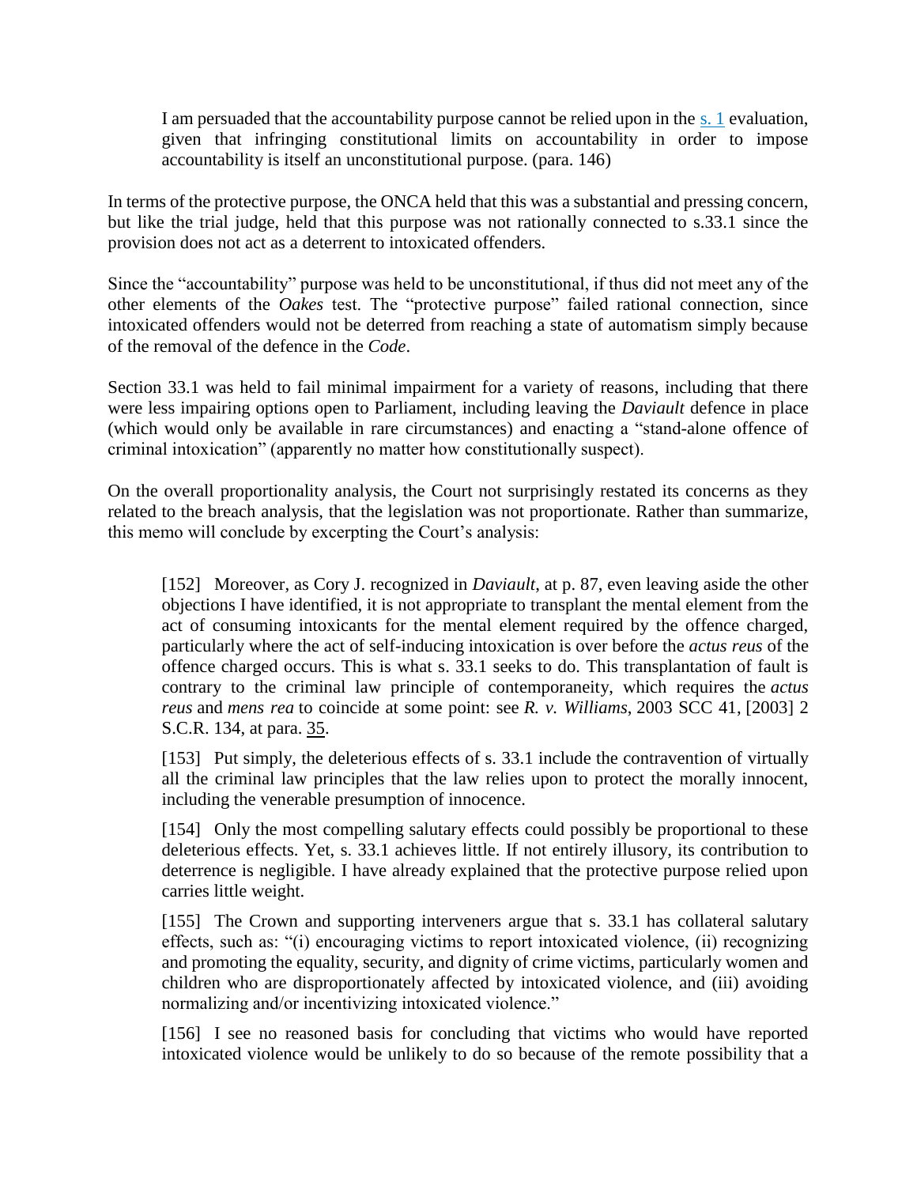> I am persuaded that the accountability purpose cannot be relied upon in the s. 1 evaluation, given that infringing constitutional limits on accountability in order to impose accountability is itself an unconstitutional purpose. (para. 146)

In terms of the protective purpose, the ONCA held that this was a substantial and pressing concern, but like the trial judge, held that this purpose was not rationally connected to s.33.1 since the provision does not act as a deterrent to intoxicated offenders.

Since the "accountability" purpose was held to be unconstitutional, if thus did not meet any of the other elements of the *Oakes* test. The "protective purpose" failed rational connection, since intoxicated offenders would not be deterred from reaching a state of automatism simply because of the removal of the defence in the *Code*.

Section 33.1 was held to fail minimal impairment for a variety of reasons, including that there were less impairing options open to Parliament, including leaving the *Daviault* defence in place (which would only be available in rare circumstances) and enacting a "stand-alone offence of criminal intoxication" (apparently no matter how constitutionally suspect).

On the overall proportionality analysis, the Court not surprisingly restated its concerns as they related to the breach analysis, that the legislation was not proportionate. Rather than summarize, this memo will conclude by excerpting the Court's analysis:

> [152] Moreover, as Cory J. recognized in *Daviault*, at p. 87, even leaving aside the other objections I have identified, it is not appropriate to transplant the mental element from the act of consuming intoxicants for the mental element required by the offence charged, particularly where the act of self-inducing intoxication is over before the *actus reus* of the offence charged occurs. This is what s. 33.1 seeks to do. This transplantation of fault is contrary to the criminal law principle of contemporaneity, which requires the *actus reus* and *mens rea* to coincide at some point: see *R. v. Williams*, 2003 SCC 41, [2003] 2 S.C.R. 134, at para. 35.
>
> [153] Put simply, the deleterious effects of s. 33.1 include the contravention of virtually all the criminal law principles that the law relies upon to protect the morally innocent, including the venerable presumption of innocence.
>
> [154] Only the most compelling salutary effects could possibly be proportional to these deleterious effects. Yet, s. 33.1 achieves little. If not entirely illusory, its contribution to deterrence is negligible. I have already explained that the protective purpose relied upon carries little weight.
>
> [155] The Crown and supporting interveners argue that s. 33.1 has collateral salutary effects, such as: "(i) encouraging victims to report intoxicated violence, (ii) recognizing and promoting the equality, security, and dignity of crime victims, particularly women and children who are disproportionately affected by intoxicated violence, and (iii) avoiding normalizing and/or incentivizing intoxicated violence."
>
> [156] I see no reasoned basis for concluding that victims who would have reported intoxicated violence would be unlikely to do so because of the remote possibility that a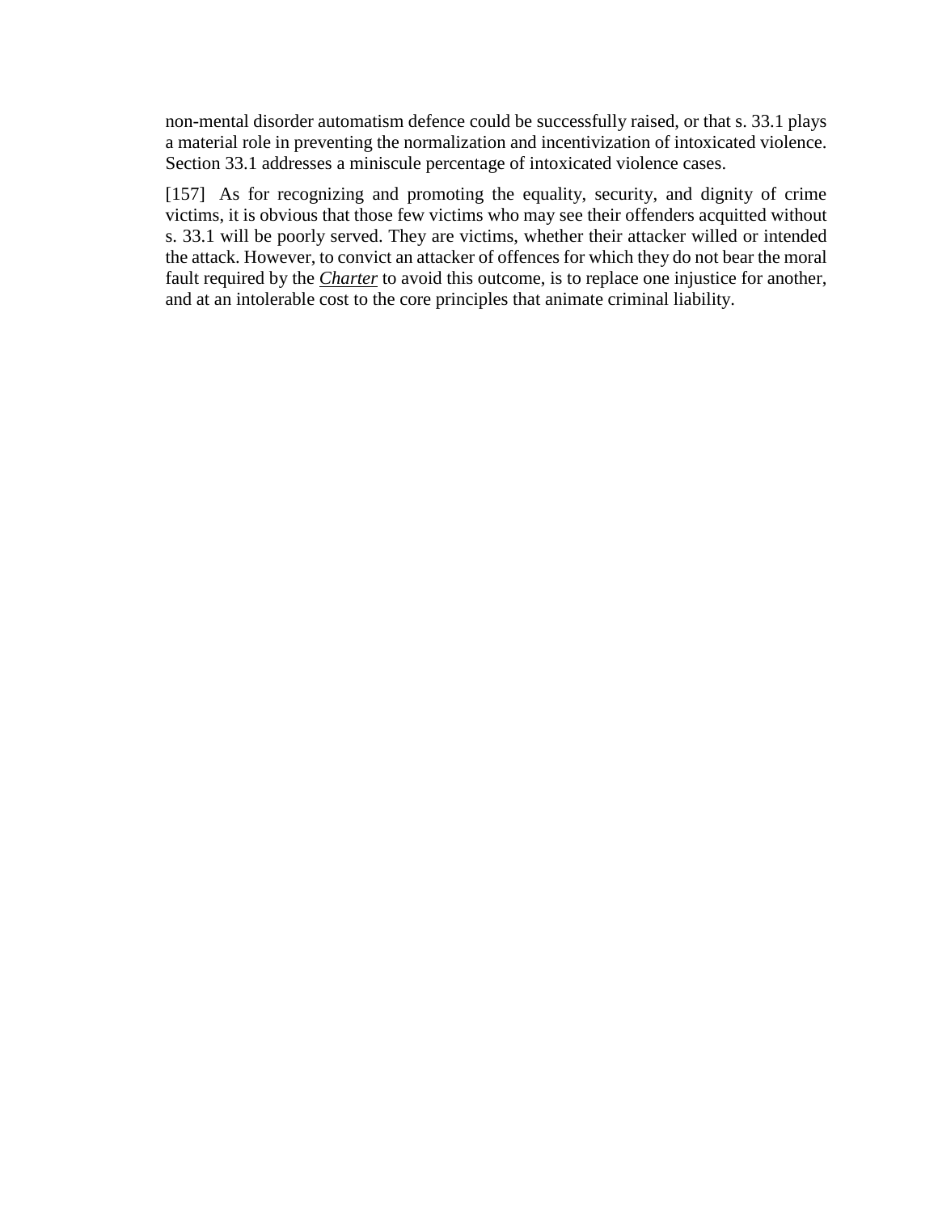non-mental disorder automatism defence could be successfully raised, or that s. 33.1 plays a material role in preventing the normalization and incentivization of intoxicated violence. Section 33.1 addresses a miniscule percentage of intoxicated violence cases.

[157] As for recognizing and promoting the equality, security, and dignity of crime victims, it is obvious that those few victims who may see their offenders acquitted without s. 33.1 will be poorly served. They are victims, whether their attacker willed or intended the attack. However, to convict an attacker of offences for which they do not bear the moral fault required by the *Charter* to avoid this outcome, is to replace one injustice for another, and at an intolerable cost to the core principles that animate criminal liability.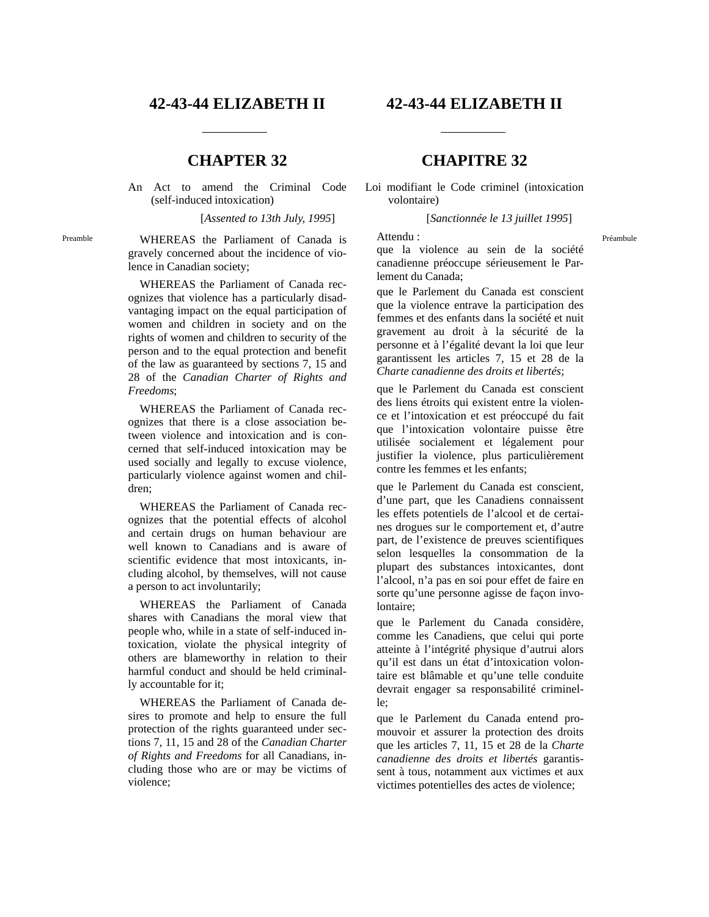# 42-43-44 ELIZABETH II

## CHAPTER 32

An Act to amend the Criminal Code (self-induced intoxication)

[*Assented to 13th July, 1995*]

Preamble

WHEREAS the Parliament of Canada is gravely concerned about the incidence of violence in Canadian society;

WHEREAS the Parliament of Canada recognizes that violence has a particularly disadvantaging impact on the equal participation of women and children in society and on the rights of women and children to security of the person and to the equal protection and benefit of the law as guaranteed by sections 7, 15 and 28 of the *Canadian Charter of Rights and Freedoms*;

WHEREAS the Parliament of Canada recognizes that there is a close association between violence and intoxication and is concerned that self-induced intoxication may be used socially and legally to excuse violence, particularly violence against women and children;

WHEREAS the Parliament of Canada recognizes that the potential effects of alcohol and certain drugs on human behaviour are well known to Canadians and is aware of scientific evidence that most intoxicants, including alcohol, by themselves, will not cause a person to act involuntarily;

WHEREAS the Parliament of Canada shares with Canadians the moral view that people who, while in a state of self-induced intoxication, violate the physical integrity of others are blameworthy in relation to their harmful conduct and should be held criminally accountable for it;

WHEREAS the Parliament of Canada desires to promote and help to ensure the full protection of the rights guaranteed under sections 7, 11, 15 and 28 of the *Canadian Charter of Rights and Freedoms* for all Canadians, including those who are or may be victims of violence;

# 42-43-44 ELIZABETH II

## CHAPITRE 32

Loi modifiant le Code criminel (intoxication volontaire)

[*Sanctionnée le 13 juillet 1995*]

Préambule

Attendu :

que la violence au sein de la société canadienne préoccupe sérieusement le Parlement du Canada;

que le Parlement du Canada est conscient que la violence entrave la participation des femmes et des enfants dans la société et nuit gravement au droit à la sécurité de la personne et à l'égalité devant la loi que leur garantissent les articles 7, 15 et 28 de la *Charte canadienne des droits et libertés*;

que le Parlement du Canada est conscient des liens étroits qui existent entre la violence et l'intoxication et est préoccupé du fait que l'intoxication volontaire puisse être utilisée socialement et légalement pour justifier la violence, plus particulièrement contre les femmes et les enfants;

que le Parlement du Canada est conscient, d'une part, que les Canadiens connaissent les effets potentiels de l'alcool et de certaines drogues sur le comportement et, d'autre part, de l'existence de preuves scientifiques selon lesquelles la consommation de la plupart des substances intoxicantes, dont l'alcool, n'a pas en soi pour effet de faire en sorte qu'une personne agisse de façon involontaire;

que le Parlement du Canada considère, comme les Canadiens, que celui qui porte atteinte à l'intégrité physique d'autrui alors qu'il est dans un état d'intoxication volontaire est blâmable et qu'une telle conduite devrait engager sa responsabilité criminelle;

que le Parlement du Canada entend promouvoir et assurer la protection des droits que les articles 7, 11, 15 et 28 de la *Charte canadienne des droits et libertés* garantissent à tous, notamment aux victimes et aux victimes potentielles des actes de violence;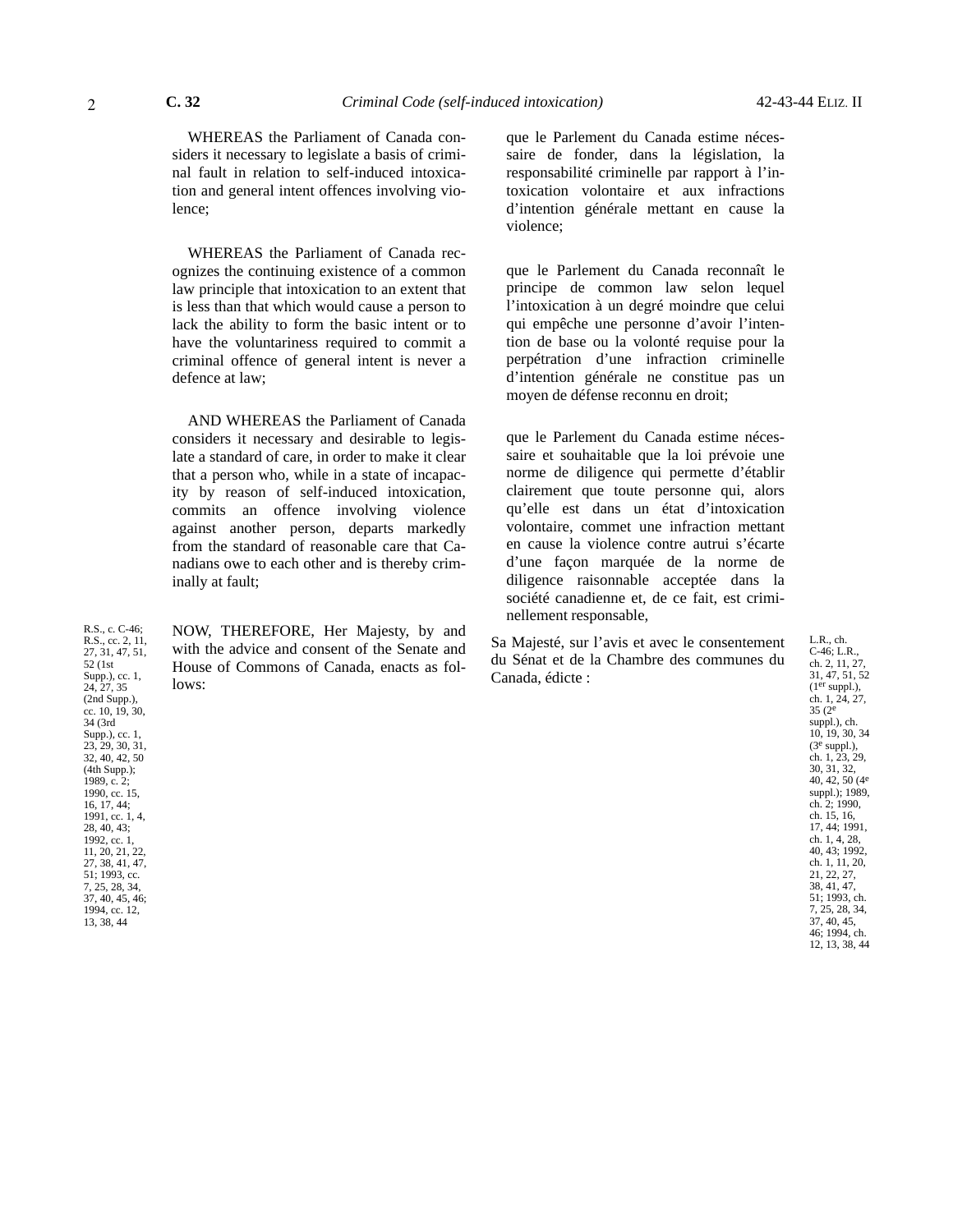WHEREAS the Parliament of Canada considers it necessary to legislate a basis of criminal fault in relation to self-induced intoxication and general intent offences involving violence;

WHEREAS the Parliament of Canada recognizes the continuing existence of a common law principle that intoxication to an extent that is less than that which would cause a person to lack the ability to form the basic intent or to have the voluntariness required to commit a criminal offence of general intent is never a defence at law;

AND WHEREAS the Parliament of Canada considers it necessary and desirable to legislate a standard of care, in order to make it clear that a person who, while in a state of incapacity by reason of self-induced intoxication, commits an offence involving violence against another person, departs markedly from the standard of reasonable care that Canadians owe to each other and is thereby criminally at fault;

R.S., c. C-46; R.S., cc. 2, 11, 27, 31, 47, 51, 52 (1st Supp.), cc. 1, 24, 27, 35 (2nd Supp.), cc. 10, 19, 30, 34 (3rd Supp.), cc. 1, 23, 29, 30, 31, 32, 40, 42, 50 (4th Supp.); 1989, c. 2; 1990, cc. 15, 16, 17, 44; 1991, cc. 1, 4, 28, 40, 43; 1992, cc. 1, 11, 20, 21, 22, 27, 38, 41, 47, 51; 1993, cc. 7, 25, 28, 34, 37, 40, 45, 46; 1994, cc. 12, 13, 38, 44

NOW, THEREFORE, Her Majesty, by and with the advice and consent of the Senate and House of Commons of Canada, enacts as follows:

que le Parlement du Canada estime nécessaire de fonder, dans la législation, la responsabilité criminelle par rapport à l'intoxication volontaire et aux infractions d'intention générale mettant en cause la violence;

que le Parlement du Canada reconnaît le principe de common law selon lequel l'intoxication à un degré moindre que celui qui empêche une personne d'avoir l'intention de base ou la volonté requise pour la perpétration d'une infraction criminelle d'intention générale ne constitue pas un moyen de défense reconnu en droit;

que le Parlement du Canada estime nécessaire et souhaitable que la loi prévoie une norme de diligence qui permette d'établir clairement que toute personne qui, alors qu'elle est dans un état d'intoxication volontaire, commet une infraction mettant en cause la violence contre autrui s'écarte d'une façon marquée de la norme de diligence raisonnable acceptée dans la société canadienne et, de ce fait, est criminellement responsable,

Sa Majesté, sur l'avis et avec le consentement du Sénat et de la Chambre des communes du Canada, édicte :

L.R., ch. C-46; L.R., ch. 2, 11, 27, 31, 47, 51, 52 (1er suppl.), ch. 1, 24, 27, 35 (2e suppl.), ch. 10, 19, 30, 34 (3e suppl.), ch. 1, 23, 29, 30, 31, 32, 40, 42, 50 (4e suppl.); 1989, ch. 2; 1990, ch. 15, 16, 17, 44; 1991, ch. 1, 4, 28, 40, 43; 1992, ch. 1, 11, 20, 21, 22, 27, 38, 41, 47, 51; 1993, ch. 7, 25, 28, 34, 37, 40, 45, 46; 1994, ch. 12, 13, 38, 44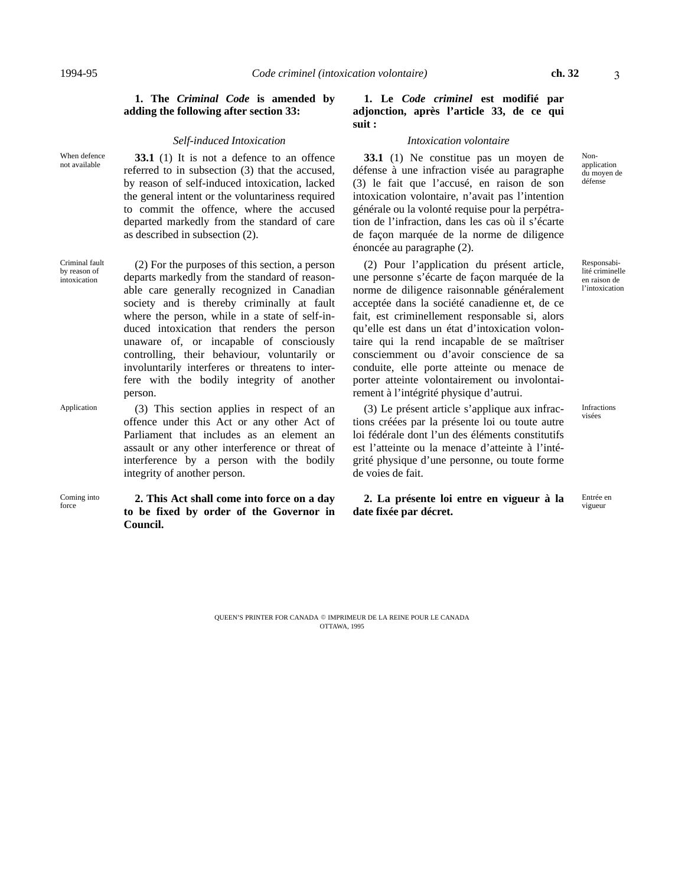**1. The *Criminal Code* is amended by adding the following after section 33:**

*Self-induced Intoxication*

When defence not available

**33.1** (1) It is not a defence to an offence referred to in subsection (3) that the accused, by reason of self-induced intoxication, lacked the general intent or the voluntariness required to commit the offence, where the accused departed markedly from the standard of care as described in subsection (2).

Criminal fault by reason of intoxication

(2) For the purposes of this section, a person departs markedly from the standard of reasonable care generally recognized in Canadian society and is thereby criminally at fault where the person, while in a state of self-induced intoxication that renders the person unaware of, or incapable of consciously controlling, their behaviour, voluntarily or involuntarily interferes or threatens to interfere with the bodily integrity of another person.

Application

(3) This section applies in respect of an offence under this Act or any other Act of Parliament that includes as an element an assault or any other interference or threat of interference by a person with the bodily integrity of another person.

Coming into force

**2. This Act shall come into force on a day to be fixed by order of the Governor in Council.**

**1. Le *Code criminel* est modifié par adjonction, après l'article 33, de ce qui suit :**

*Intoxication volontaire*

Non-application du moyen de défense

**33.1** (1) Ne constitue pas un moyen de défense à une infraction visée au paragraphe (3) le fait que l'accusé, en raison de son intoxication volontaire, n'avait pas l'intention générale ou la volonté requise pour la perpétration de l'infraction, dans les cas où il s'écarte de façon marquée de la norme de diligence énoncée au paragraphe (2).

Responsabilité criminelle en raison de l'intoxication

(2) Pour l'application du présent article, une personne s'écarte de façon marquée de la norme de diligence raisonnable généralement acceptée dans la société canadienne et, de ce fait, est criminellement responsable si, alors qu'elle est dans un état d'intoxication volontaire qui la rend incapable de se maîtriser consciemment ou d'avoir conscience de sa conduite, elle porte atteinte ou menace de porter atteinte volontairement ou involontairement à l'intégrité physique d'autrui.

Infractions visées

(3) Le présent article s'applique aux infractions créées par la présente loi ou toute autre loi fédérale dont l'un des éléments constitutifs est l'atteinte ou la menace d'atteinte à l'intégrité physique d'une personne, ou toute forme de voies de fait.

Entrée en vigueur

**2. La présente loi entre en vigueur à la date fixée par décret.**

QUEEN'S PRINTER FOR CANADA © IMPRIMEUR DE LA REINE POUR LE CANADA
OTTAWA, 1995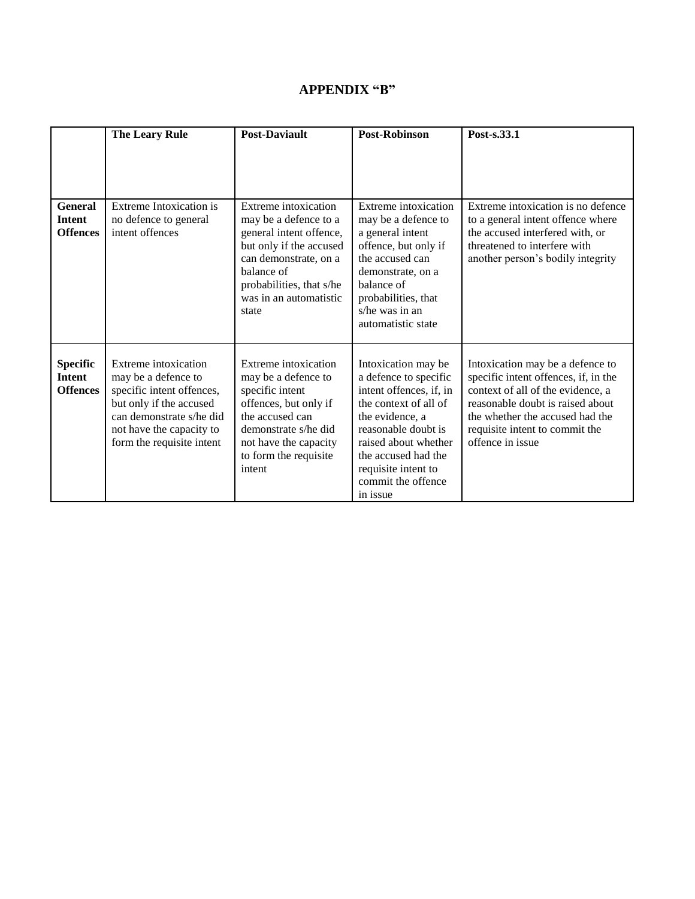# APPENDIX "B"

| | The Leary Rule | Post-Daviault | Post-Robinson | Post-s.33.1 |
|---|---|---|---|---|
| **General Intent Offences** | Extreme Intoxication is no defence to general intent offences | Extreme intoxication may be a defence to a general intent offence, but only if the accused can demonstrate, on a balance of probabilities, that s/he was in an automatistic state | Extreme intoxication may be a defence to a general intent offence, but only if the accused can demonstrate, on a balance of probabilities, that s/he was in an automatistic state | Extreme intoxication is no defence to a general intent offence where the accused interfered with, or threatened to interfere with another person's bodily integrity |
| **Specific Intent Offences** | Extreme intoxication may be a defence to specific intent offences, but only if the accused can demonstrate s/he did not have the capacity to form the requisite intent | Extreme intoxication may be a defence to specific intent offences, but only if the accused can demonstrate s/he did not have the capacity to form the requisite intent | Intoxication may be a defence to specific intent offences, if, in the context of all of the evidence, a reasonable doubt is raised about whether the accused had the requisite intent to commit the offence in issue | Intoxication may be a defence to specific intent offences, if, in the context of all of the evidence, a reasonable doubt is raised about the whether the accused had the requisite intent to commit the offence in issue |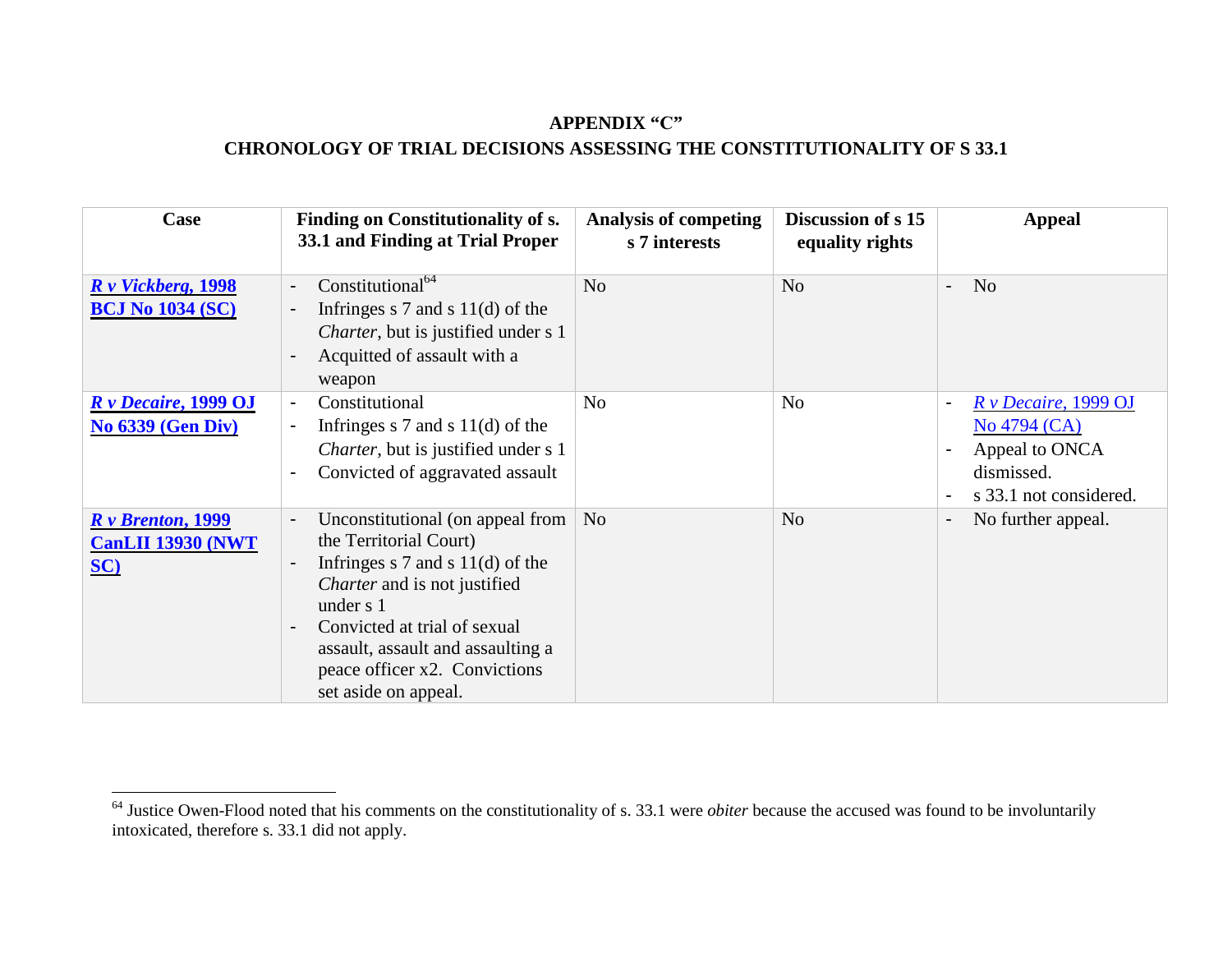**APPENDIX "C"**

**CHRONOLOGY OF TRIAL DECISIONS ASSESSING THE CONSTITUTIONALITY OF S 33.1**

| Case | Finding on Constitutionality of s. 33.1 and Finding at Trial Proper | Analysis of competing s 7 interests | Discussion of s 15 equality rights | Appeal |
|---|---|---|---|---|
| ***R v Vickberg*, 1998 BCJ No 1034 (SC)** | - Constitutional[64]<br>- Infringes s 7 and s 11(d) of the *Charter*, but is justified under s 1<br>- Acquitted of assault with a weapon | No | No | - No |
| ***R v Decaire*, 1999 OJ No 6339 (Gen Div)** | - Constitutional<br>- Infringes s 7 and s 11(d) of the *Charter*, but is justified under s 1<br>- Convicted of aggravated assault | No | No | - *R v Decaire*, 1999 OJ No 4794 (CA)<br>- Appeal to ONCA dismissed.<br>- s 33.1 not considered. |
| ***R v Brenton*, 1999 CanLII 13930 (NWT SC)** | - Unconstitutional (on appeal from the Territorial Court)<br>- Infringes s 7 and s 11(d) of the *Charter* and is not justified under s 1<br>- Convicted at trial of sexual assault, assault and assaulting a peace officer x2. Convictions set aside on appeal. | No | No | - No further appeal. |

[64] Justice Owen-Flood noted that his comments on the constitutionality of s. 33.1 were *obiter* because the accused was found to be involuntarily intoxicated, therefore s. 33.1 did not apply.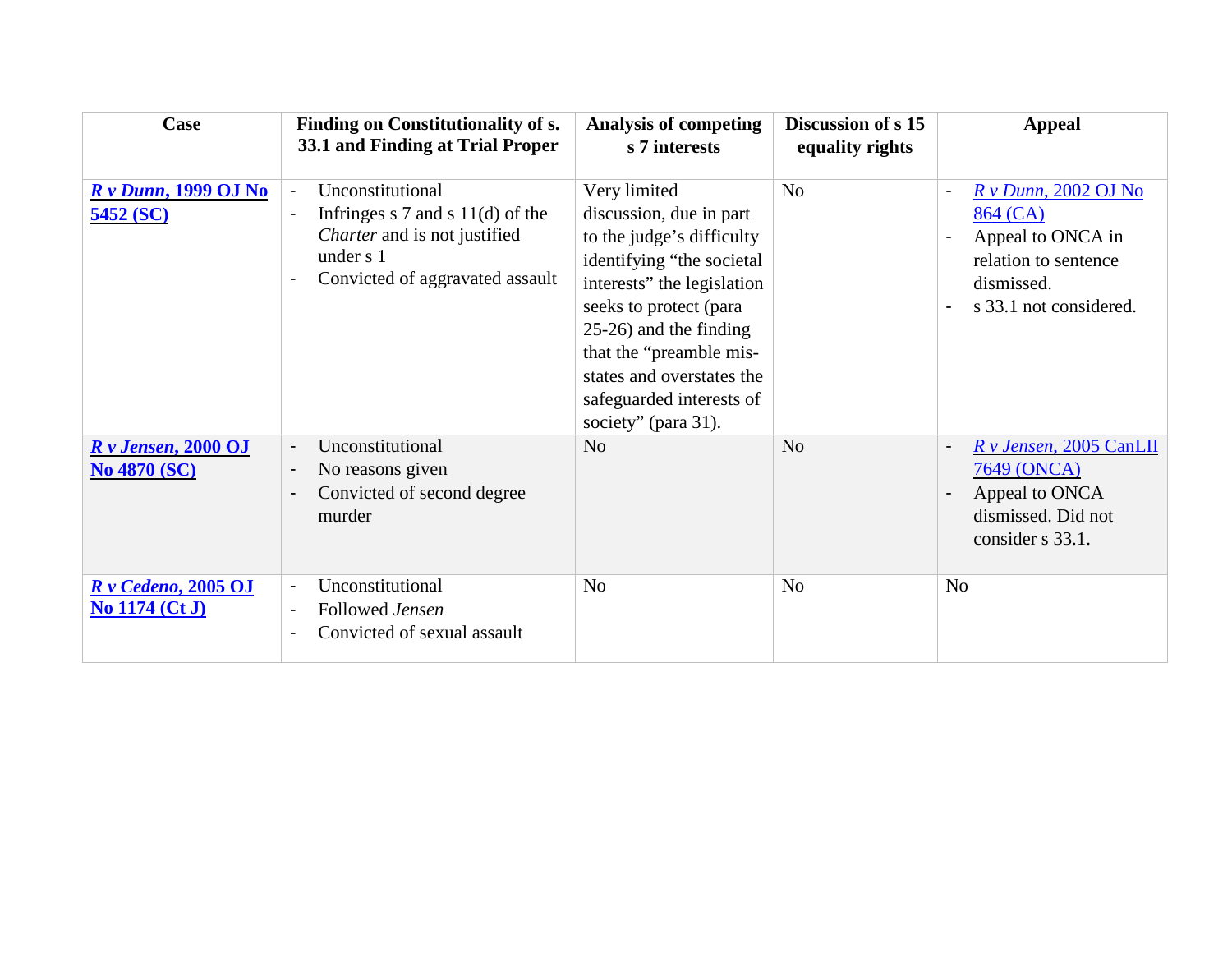| Case | Finding on Constitutionality of s. 33.1 and Finding at Trial Proper | Analysis of competing s 7 interests | Discussion of s 15 equality rights | Appeal |
|---|---|---|---|---|
| ***R v Dunn*, 1999 OJ No 5452 (SC)** | - Unconstitutional<br>- Infringes s 7 and s 11(d) of the *Charter* and is not justified under s 1<br>- Convicted of aggravated assault | Very limited discussion, due in part to the judge's difficulty identifying "the societal interests" the legislation seeks to protect (para 25-26) and the finding that the "preamble mis-states and overstates the safeguarded interests of society" (para 31). | No | - *R v Dunn*, 2002 OJ No 864 (CA)<br>- Appeal to ONCA in relation to sentence dismissed.<br>- s 33.1 not considered. |
| ***R v Jensen*, 2000 OJ No 4870 (SC)** | - Unconstitutional<br>- No reasons given<br>- Convicted of second degree murder | No | No | - *R v Jensen*, 2005 CanLII 7649 (ONCA)<br>- Appeal to ONCA dismissed. Did not consider s 33.1. |
| ***R v Cedeno*, 2005 OJ No 1174 (Ct J)** | - Unconstitutional<br>- Followed *Jensen*<br>- Convicted of sexual assault | No | No | No |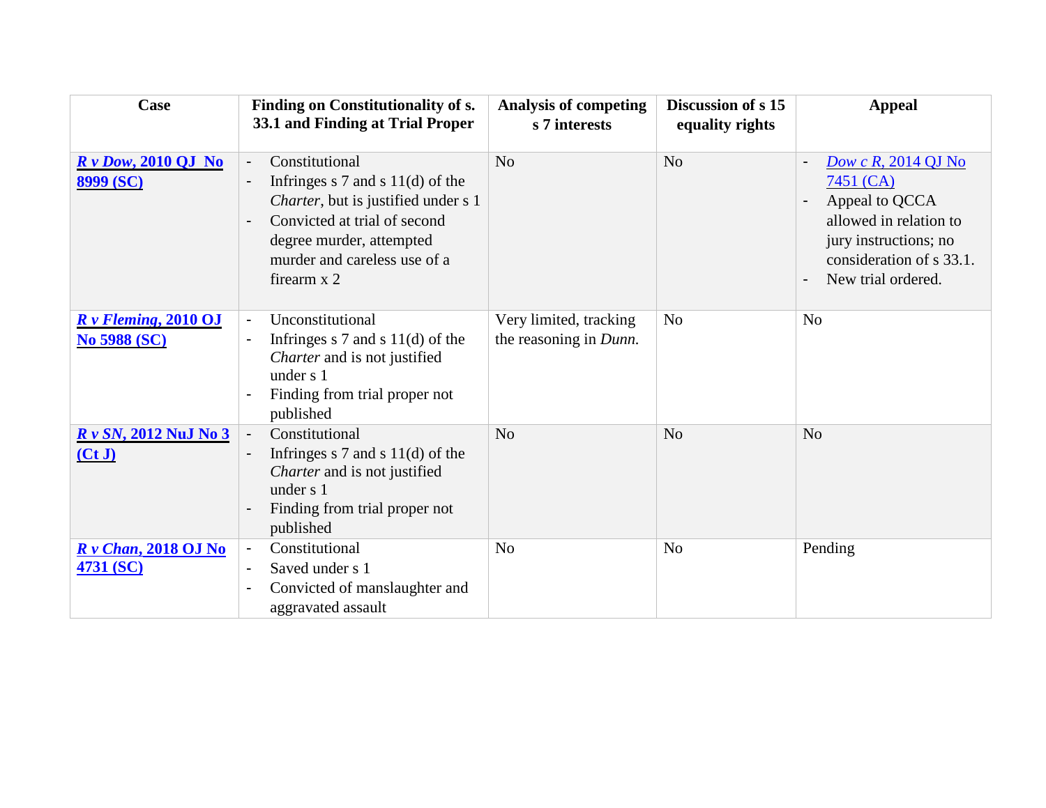| Case | Finding on Constitutionality of s. 33.1 and Finding at Trial Proper | Analysis of competing s 7 interests | Discussion of s 15 equality rights | Appeal |
|---|---|---|---|---|
| ***R v Dow*, 2010 QJ No 8999 (SC)** | - Constitutional<br>- Infringes s 7 and s 11(d) of the *Charter*, but is justified under s 1<br>- Convicted at trial of second degree murder, attempted murder and careless use of a firearm x 2 | No | No | - *Dow c R*, 2014 QJ No 7451 (CA)<br>- Appeal to QCCA allowed in relation to jury instructions; no consideration of s 33.1.<br>- New trial ordered. |
| ***R v Fleming*, 2010 OJ No 5988 (SC)** | - Unconstitutional<br>- Infringes s 7 and s 11(d) of the *Charter* and is not justified under s 1<br>- Finding from trial proper not published | Very limited, tracking the reasoning in *Dunn.* | No | No |
| ***R v SN*, 2012 NuJ No 3 (Ct J)** | - Constitutional<br>- Infringes s 7 and s 11(d) of the *Charter* and is not justified under s 1<br>- Finding from trial proper not published | No | No | No |
| ***R v Chan*, 2018 OJ No 4731 (SC)** | - Constitutional<br>- Saved under s 1<br>- Convicted of manslaughter and aggravated assault | No | No | Pending |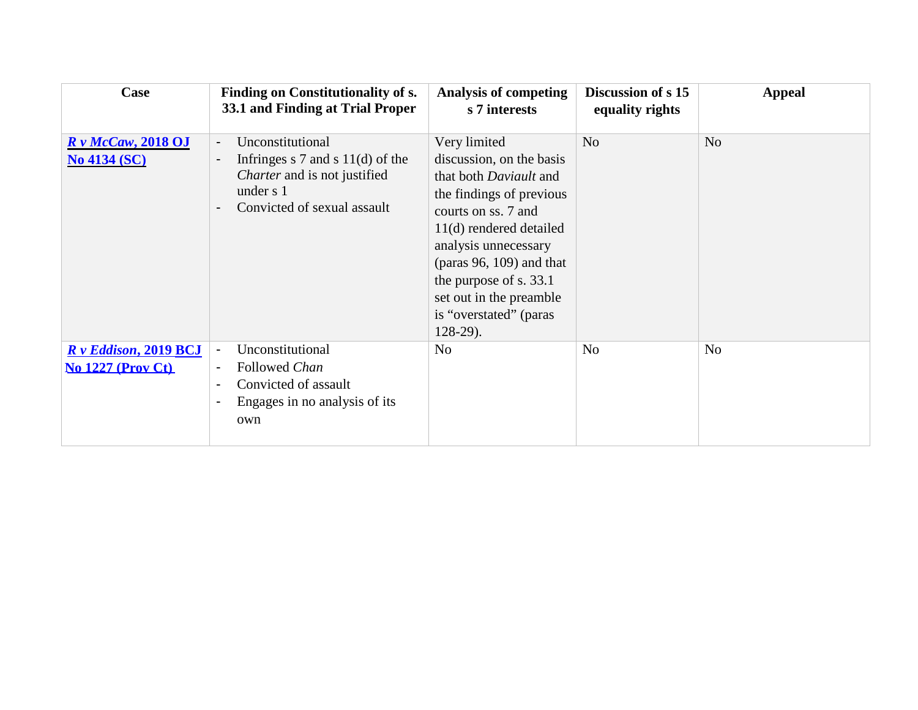| Case | Finding on Constitutionality of s. 33.1 and Finding at Trial Proper | Analysis of competing s 7 interests | Discussion of s 15 equality rights | Appeal |
|---|---|---|---|---|
| ***R v McCaw*, 2018 OJ No 4134 (SC)** | - Unconstitutional<br>- Infringes s 7 and s 11(d) of the *Charter* and is not justified under s 1<br>- Convicted of sexual assault | Very limited discussion, on the basis that both *Daviault* and the findings of previous courts on ss. 7 and 11(d) rendered detailed analysis unnecessary (paras 96, 109) and that the purpose of s. 33.1 set out in the preamble is "overstated" (paras 128-29). | No | No |
| ***R v Eddison*, 2019 BCJ No 1227 (Prov Ct)** | - Unconstitutional<br>- Followed *Chan*<br>- Convicted of assault<br>- Engages in no analysis of its own | No | No | No |